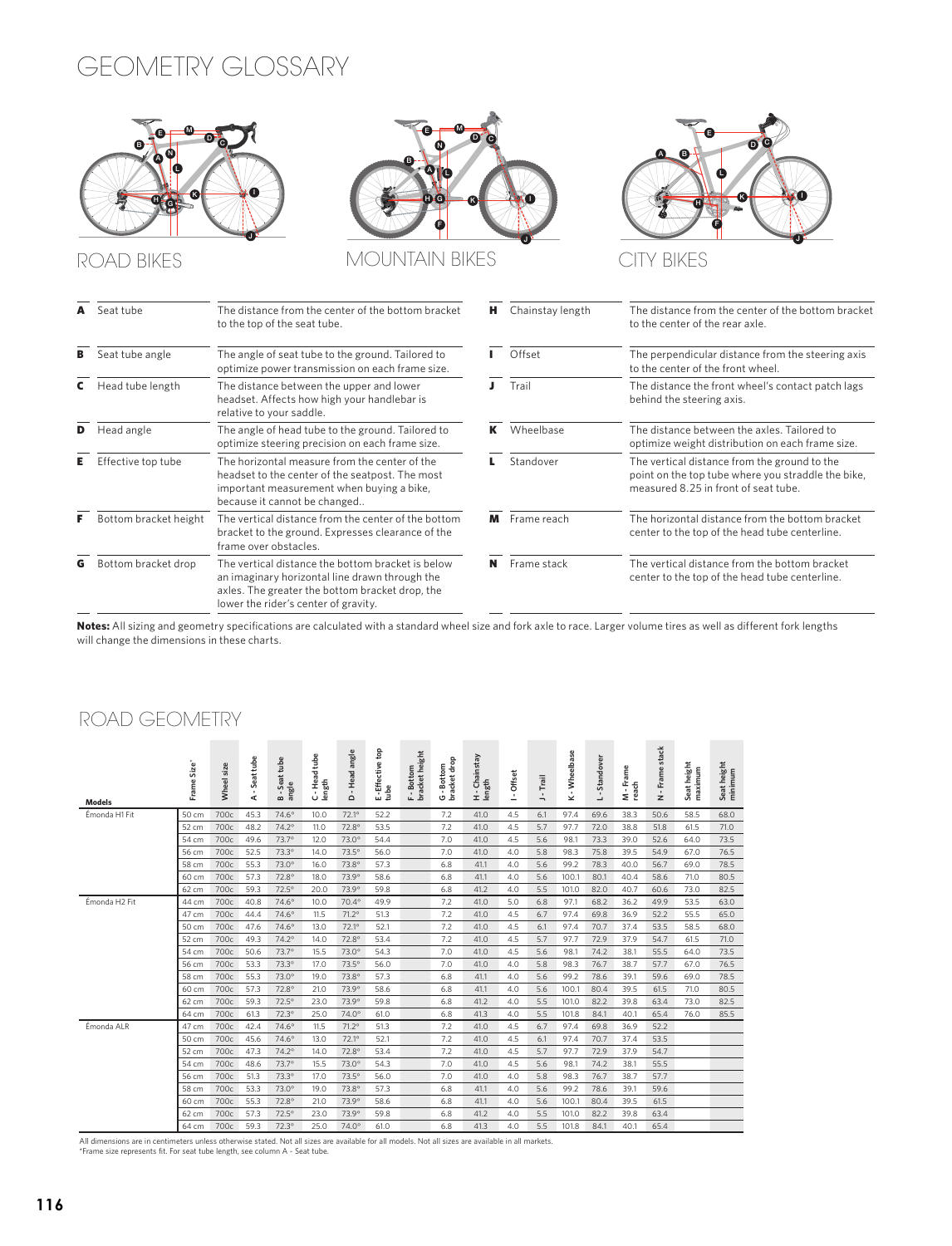# GEOMETRY GLOSSARY

ROAD BIKES

MOUNTAIN BIKES

CITY BIKES

| | | |
|---|---|---|
| **A** | Seat tube | The distance from the center of the bottom bracket to the top of the seat tube. |
| **B** | Seat tube angle | The angle of seat tube to the ground. Tailored to optimize power transmission on each frame size. |
| **C** | Head tube length | The distance between the upper and lower headset. Affects how high your handlebar is relative to your saddle. |
| **D** | Head angle | The angle of head tube to the ground. Tailored to optimize steering precision on each frame size. |
| **E** | Effective top tube | The horizontal measure from the center of the headset to the center of the seatpost. The most important measurement when buying a bike, because it cannot be changed.. |
| **F** | Bottom bracket height | The vertical distance from the center of the bottom bracket to the ground. Expresses clearance of the frame over obstacles. |
| **G** | Bottom bracket drop | The vertical distance the bottom bracket is below an imaginary horizontal line drawn through the axles. The greater the bottom bracket drop, the lower the rider's center of gravity. |
| **H** | Chainstay length | The distance from the center of the bottom bracket to the center of the rear axle. |
| **I** | Offset | The perpendicular distance from the steering axis to the center of the front wheel. |
| **J** | Trail | The distance the front wheel's contact patch lags behind the steering axis. |
| **K** | Wheelbase | The distance between the axles. Tailored to optimize weight distribution on each frame size. |
| **L** | Standover | The vertical distance from the ground to the point on the top tube where you straddle the bike, measured 8.25 in front of seat tube. |
| **M** | Frame reach | The horizontal distance from the bottom bracket center to the top of the head tube centerline. |
| **N** | Frame stack | The vertical distance from the bottom bracket center to the top of the head tube centerline. |

**Notes:** All sizing and geometry specifications are calculated with a standard wheel size and fork axle to race. Larger volume tires as well as different fork lengths will change the dimensions in these charts.

## ROAD GEOMETRY

| Models | Frame Size* | Wheel size | A - Seat tube | B - Seat tube angle | C - Head tube length | D - Head angle | E - Effective top tube | F - Bottom bracket height | G - Bottom bracket drop | H - Chainstay length | I - Offset | J - Trail | K - Wheelbase | L - Standover | M - Frame reach | N - Frame stack | Seat height maximum | Seat height minimum |
|---|---|---|---|---|---|---|---|---|---|---|---|---|---|---|---|---|---|---|
| Émonda H1 Fit | 50 cm | 700c | 45.3 | 74.6° | 10.0 | 72.1° | 52.2 | | 7.2 | 41.0 | 4.5 | 6.1 | 97.4 | 69.6 | 38.3 | 50.6 | 58.5 | 68.0 |
| | 52 cm | 700c | 48.2 | 74.2° | 11.0 | 72.8° | 53.5 | | 7.2 | 41.0 | 4.5 | 5.7 | 97.7 | 72.0 | 38.8 | 51.8 | 61.5 | 71.0 |
| | 54 cm | 700c | 49.6 | 73.7° | 12.0 | 73.0° | 54.4 | | 7.0 | 41.0 | 4.5 | 5.6 | 98.1 | 73.3 | 39.0 | 52.6 | 64.0 | 73.5 |
| | 56 cm | 700c | 52.5 | 73.3° | 14.0 | 73.5° | 56.0 | | 7.0 | 41.0 | 4.0 | 5.8 | 98.3 | 75.8 | 39.5 | 54.9 | 67.0 | 76.5 |
| | 58 cm | 700c | 55.3 | 73.0° | 16.0 | 73.8° | 57.3 | | 6.8 | 41.1 | 4.0 | 5.6 | 99.2 | 78.3 | 40.0 | 56.7 | 69.0 | 78.5 |
| | 60 cm | 700c | 57.3 | 72.8° | 18.0 | 73.9° | 58.6 | | 6.8 | 41.1 | 4.0 | 5.6 | 100.1 | 80.1 | 40.4 | 58.6 | 71.0 | 80.5 |
| | 62 cm | 700c | 59.3 | 72.5° | 20.0 | 73.9° | 59.8 | | 6.8 | 41.2 | 4.0 | 5.5 | 101.0 | 82.0 | 40.7 | 60.6 | 73.0 | 82.5 |
| Émonda H2 Fit | 44 cm | 700c | 40.8 | 74.6° | 10.0 | 70.4° | 49.9 | | 7.2 | 41.0 | 5.0 | 6.8 | 97.1 | 68.2 | 36.2 | 49.9 | 53.5 | 63.0 |
| | 47 cm | 700c | 44.4 | 74.6° | 11.5 | 71.2° | 51.3 | | 7.2 | 41.0 | 4.5 | 6.7 | 97.4 | 69.8 | 36.9 | 52.2 | 55.5 | 65.0 |
| | 50 cm | 700c | 47.6 | 74.6° | 13.0 | 72.1° | 52.1 | | 7.2 | 41.0 | 4.5 | 6.1 | 97.4 | 70.7 | 37.4 | 53.5 | 58.5 | 68.0 |
| | 52 cm | 700c | 49.3 | 74.2° | 14.0 | 72.8° | 53.4 | | 7.2 | 41.0 | 4.5 | 5.7 | 97.7 | 72.9 | 37.9 | 54.7 | 61.5 | 71.0 |
| | 54 cm | 700c | 50.6 | 73.7° | 15.5 | 73.0° | 54.3 | | 7.0 | 41.0 | 4.5 | 5.6 | 98.1 | 74.2 | 38.1 | 55.5 | 64.0 | 73.5 |
| | 56 cm | 700c | 53.3 | 73.3° | 17.0 | 73.5° | 56.0 | | 7.0 | 41.0 | 4.0 | 5.8 | 98.3 | 76.7 | 38.7 | 57.7 | 67.0 | 76.5 |
| | 58 cm | 700c | 55.3 | 73.0° | 19.0 | 73.8° | 57.3 | | 6.8 | 41.1 | 4.0 | 5.6 | 99.2 | 78.6 | 39.1 | 59.6 | 69.0 | 78.5 |
| | 60 cm | 700c | 57.3 | 72.8° | 21.0 | 73.9° | 58.6 | | 6.8 | 41.1 | 4.0 | 5.6 | 100.1 | 80.4 | 39.5 | 61.5 | 71.0 | 80.5 |
| | 62 cm | 700c | 59.3 | 72.5° | 23.0 | 73.9° | 59.8 | | 6.8 | 41.2 | 4.0 | 5.5 | 101.0 | 82.2 | 39.8 | 63.4 | 73.0 | 82.5 |
| | 64 cm | 700c | 61.3 | 72.3° | 25.0 | 74.0° | 61.0 | | 6.8 | 41.3 | 4.0 | 5.5 | 101.8 | 84.1 | 40.1 | 65.4 | 76.0 | 85.5 |
| Émonda ALR | 47 cm | 700c | 42.4 | 74.6° | 11.5 | 71.2° | 51.3 | | 7.2 | 41.0 | 4.5 | 6.7 | 97.4 | 69.8 | 36.9 | 52.2 | | |
| | 50 cm | 700c | 45.6 | 74.6° | 13.0 | 72.1° | 52.1 | | 7.2 | 41.0 | 4.5 | 6.1 | 97.4 | 70.7 | 37.4 | 53.5 | | |
| | 52 cm | 700c | 47.3 | 74.2° | 14.0 | 72.8° | 53.4 | | 7.2 | 41.0 | 4.5 | 5.7 | 97.7 | 72.9 | 37.9 | 54.7 | | |
| | 54 cm | 700c | 48.6 | 73.7° | 15.5 | 73.0° | 54.3 | | 7.0 | 41.0 | 4.5 | 5.6 | 98.1 | 74.2 | 38.1 | 55.5 | | |
| | 56 cm | 700c | 51.3 | 73.3° | 17.0 | 73.5° | 56.0 | | 7.0 | 41.0 | 4.0 | 5.8 | 98.3 | 76.7 | 38.7 | 57.7 | | |
| | 58 cm | 700c | 53.3 | 73.0° | 19.0 | 73.8° | 57.3 | | 6.8 | 41.1 | 4.0 | 5.6 | 99.2 | 78.6 | 39.1 | 59.6 | | |
| | 60 cm | 700c | 55.3 | 72.8° | 21.0 | 73.9° | 58.6 | | 6.8 | 41.1 | 4.0 | 5.6 | 100.1 | 80.4 | 39.5 | 61.5 | | |
| | 62 cm | 700c | 57.3 | 72.5° | 23.0 | 73.9° | 59.8 | | 6.8 | 41.2 | 4.0 | 5.5 | 101.0 | 82.2 | 39.8 | 63.4 | | |
| | 64 cm | 700c | 59.3 | 72.3° | 25.0 | 74.0° | 61.0 | | 6.8 | 41.3 | 4.0 | 5.5 | 101.8 | 84.1 | 40.1 | 65.4 | | |

All dimensions are in centimeters unless otherwise stated. Not all sizes are available for all models. Not all sizes are available in all markets.
*Frame size represents fit. For seat tube length, see column A - Seat tube.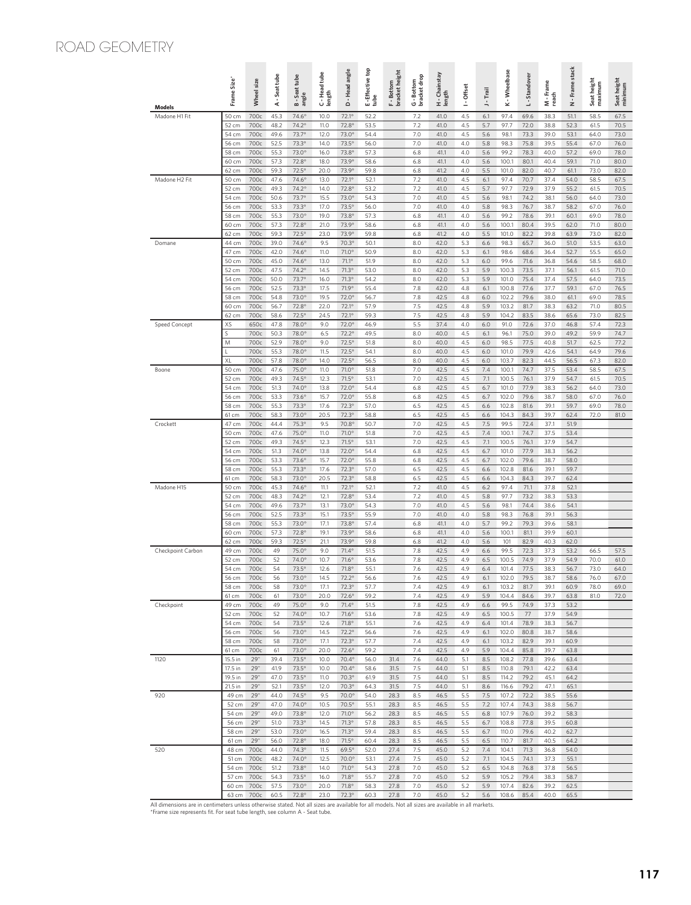# ROAD GEOMETRY

| Models | Frame Size* | Wheel size | A - Seat tube | B - Seat tube angle | C - Head tube length | D - Head angle | E - Effective top tube | F - Bottom bracket height | G - Bottom bracket drop | H - Chainstay length | I - Offset | J - Trail | K - Wheelbase | L - Standover | M - Frame reach | N - Frame stack | Seat height maximum | Seat height minimum |
|---|---|---|---|---|---|---|---|---|---|---|---|---|---|---|---|---|---|---|
| Madone H1 Fit | 50 cm | 700c | 45.3 | 74.6° | 10.0 | 72.1° | 52.2 | | 7.2 | 41.0 | 4.5 | 6.1 | 97.4 | 69.6 | 38.3 | 51.1 | 58.5 | 67.5 |
| | 52 cm | 700c | 48.2 | 74.2° | 11.0 | 72.8° | 53.5 | | 7.2 | 41.0 | 4.5 | 5.7 | 97.7 | 72.0 | 38.8 | 52.3 | 61.5 | 70.5 |
| | 54 cm | 700c | 49.6 | 73.7° | 12.0 | 73.0° | 54.4 | | 7.0 | 41.0 | 4.5 | 5.6 | 98.1 | 73.3 | 39.0 | 53.1 | 64.0 | 73.0 |
| | 56 cm | 700c | 52.5 | 73.3° | 14.0 | 73.5° | 56.0 | | 7.0 | 41.0 | 4.0 | 5.8 | 98.3 | 75.8 | 39.5 | 55.4 | 67.0 | 76.0 |
| | 58 cm | 700c | 55.3 | 73.0° | 16.0 | 73.8° | 57.3 | | 6.8 | 41.1 | 4.0 | 5.6 | 99.2 | 78.3 | 40.0 | 57.2 | 69.0 | 78.0 |
| | 60 cm | 700c | 57.3 | 72.8° | 18.0 | 73.9° | 58.6 | | 6.8 | 41.1 | 4.0 | 5.6 | 100.1 | 80.1 | 40.4 | 59.1 | 71.0 | 80.0 |
| | 62 cm | 700c | 59.3 | 72.5° | 20.0 | 73.9° | 59.8 | | 6.8 | 41.2 | 4.0 | 5.5 | 101.0 | 82.0 | 40.7 | 61.1 | 73.0 | 82.0 |
| Madone H2 Fit | 50 cm | 700c | 47.6 | 74.6° | 13.0 | 72.1° | 52.1 | | 7.2 | 41.0 | 4.5 | 6.1 | 97.4 | 70.7 | 37.4 | 54.0 | 58.5 | 67.5 |
| | 52 cm | 700c | 49.3 | 74.2° | 14.0 | 72.8° | 53.2 | | 7.2 | 41.0 | 4.5 | 5.7 | 97.7 | 72.9 | 37.9 | 55.2 | 61.5 | 70.5 |
| | 54 cm | 700c | 50.6 | 73.7° | 15.5 | 73.0° | 54.3 | | 7.0 | 41.0 | 4.5 | 5.6 | 98.1 | 74.2 | 38.1 | 56.0 | 64.0 | 73.0 |
| | 56 cm | 700c | 53.3 | 73.3° | 17.0 | 73.5° | 56.0 | | 7.0 | 41.0 | 4.0 | 5.8 | 98.3 | 76.7 | 38.7 | 58.2 | 67.0 | 76.0 |
| | 58 cm | 700c | 55.3 | 73.0° | 19.0 | 73.8° | 57.3 | | 6.8 | 41.1 | 4.0 | 5.6 | 99.2 | 78.6 | 39.1 | 60.1 | 69.0 | 78.0 |
| | 60 cm | 700c | 57.3 | 72.8° | 21.0 | 73.9° | 58.6 | | 6.8 | 41.1 | 4.0 | 5.6 | 100.1 | 80.4 | 39.5 | 62.0 | 71.0 | 80.0 |
| | 62 cm | 700c | 59.3 | 72.5° | 23.0 | 73.9° | 59.8 | | 6.8 | 41.2 | 4.0 | 5.5 | 101.0 | 82.2 | 39.8 | 63.9 | 73.0 | 82.0 |
| Domane | 44 cm | 700c | 39.0 | 74.6° | 9.5 | 70.3° | 50.1 | | 8.0 | 42.0 | 5.3 | 6.6 | 98.3 | 65.7 | 36.0 | 51.0 | 53.5 | 63.0 |
| | 47 cm | 700c | 42.0 | 74.6° | 11.0 | 71.0° | 50.9 | | 8.0 | 42.0 | 5.3 | 6.1 | 98.6 | 68.6 | 36.4 | 52.7 | 55.5 | 65.0 |
| | 50 cm | 700c | 45.0 | 74.6° | 13.0 | 71.1° | 51.9 | | 8.0 | 42.0 | 5.3 | 6.0 | 99.6 | 71.6 | 36.8 | 54.6 | 58.5 | 68.0 |
| | 52 cm | 700c | 47.5 | 74.2° | 14.5 | 71.3° | 53.0 | | 8.0 | 42.0 | 5.3 | 5.9 | 100.3 | 73.5 | 37.1 | 56.1 | 61.5 | 71.0 |
| | 54 cm | 700c | 50.0 | 73.7° | 16.0 | 71.3° | 54.2 | | 8.0 | 42.0 | 5.3 | 5.9 | 101.0 | 75.4 | 37.4 | 57.5 | 64.0 | 73.5 |
| | 56 cm | 700c | 52.5 | 73.3° | 17.5 | 71.9° | 55.4 | | 7.8 | 42.0 | 4.8 | 6.1 | 100.8 | 77.6 | 37.7 | 59.1 | 67.0 | 76.5 |
| | 58 cm | 700c | 54.8 | 73.0° | 19.5 | 72.0° | 56.7 | | 7.8 | 42.5 | 4.8 | 6.0 | 102.2 | 79.6 | 38.0 | 61.1 | 69.0 | 78.5 |
| | 60 cm | 700c | 56.7 | 72.8° | 22.0 | 72.1° | 57.9 | | 7.5 | 42.5 | 4.8 | 5.9 | 103.2 | 81.7 | 38.3 | 63.2 | 71.0 | 80.5 |
| | 62 cm | 700c | 58.6 | 72.5° | 24.5 | 72.1° | 59.3 | | 7.5 | 42.5 | 4.8 | 5.9 | 104.2 | 83.5 | 38.6 | 65.6 | 73.0 | 82.5 |
| Speed Concept | XS | 650c | 47.8 | 78.0° | 9.0 | 72.0° | 46.9 | | 5.5 | 37.4 | 4.0 | 6.0 | 91.0 | 72.6 | 37.0 | 46.8 | 57.4 | 72.3 |
| | S | 700c | 50.3 | 78.0° | 6.5 | 72.2° | 49.5 | | 8.0 | 40.0 | 4.5 | 6.1 | 96.1 | 75.0 | 39.0 | 49.2 | 59.9 | 74.7 |
| | M | 700c | 52.9 | 78.0° | 9.0 | 72.5° | 51.8 | | 8.0 | 40.0 | 4.5 | 6.0 | 98.5 | 77.5 | 40.8 | 51.7 | 62.5 | 77.2 |
| | L | 700c | 55.3 | 78.0° | 11.5 | 72.5° | 54.1 | | 8.0 | 40.0 | 4.5 | 6.0 | 101.0 | 79.9 | 42.6 | 54.1 | 64.9 | 79.6 |
| | XL | 700c | 57.8 | 78.0° | 14.0 | 72.5° | 56.5 | | 8.0 | 40.0 | 4.5 | 6.0 | 103.7 | 82.3 | 44.5 | 56.5 | 67.3 | 82.0 |
| Boone | 50 cm | 700c | 47.6 | 75.0° | 11.0 | 71.0° | 51.8 | | 7.0 | 42.5 | 4.5 | 7.4 | 100.1 | 74.7 | 37.5 | 53.4 | 58.5 | 67.5 |
| | 52 cm | 700c | 49.3 | 74.5° | 12.3 | 71.5° | 53.1 | | 7.0 | 42.5 | 4.5 | 7.1 | 100.5 | 76.1 | 37.9 | 54.7 | 61.5 | 70.5 |
| | 54 cm | 700c | 51.3 | 74.0° | 13.8 | 72.0° | 54.4 | | 6.8 | 42.5 | 4.5 | 6.7 | 101.0 | 77.9 | 38.3 | 56.2 | 64.0 | 73.0 |
| | 56 cm | 700c | 53.3 | 73.6° | 15.7 | 72.0° | 55.8 | | 6.8 | 42.5 | 4.5 | 6.7 | 102.0 | 79.6 | 38.7 | 58.0 | 67.0 | 76.0 |
| | 58 cm | 700c | 55.3 | 73.3° | 17.6 | 72.3° | 57.0 | | 6.5 | 42.5 | 4.5 | 6.6 | 102.8 | 81.6 | 39.1 | 59.7 | 69.0 | 78.0 |
| | 61 cm | 700c | 58.3 | 73.0° | 20.5 | 72.3° | 58.8 | | 6.5 | 42.5 | 4.5 | 6.6 | 104.3 | 84.3 | 39.7 | 62.4 | 72.0 | 81.0 |
| Crockett | 47 cm | 700c | 44.4 | 75.3° | 9.5 | 70.8° | 50.7 | | 7.0 | 42.5 | 4.5 | 7.5 | 99.5 | 72.4 | 37.1 | 51.9 | | |
| | 50 cm | 700c | 47.6 | 75.0° | 11.0 | 71.0° | 51.8 | | 7.0 | 42.5 | 4.5 | 7.4 | 100.1 | 74.7 | 37.5 | 53.4 | | |
| | 52 cm | 700c | 49.3 | 74.5° | 12.3 | 71.5° | 53.1 | | 7.0 | 42.5 | 4.5 | 7.1 | 100.5 | 76.1 | 37.9 | 54.7 | | |
| | 54 cm | 700c | 51.3 | 74.0° | 13.8 | 72.0° | 54.4 | | 6.8 | 42.5 | 4.5 | 6.7 | 101.0 | 77.9 | 38.3 | 56.2 | | |
| | 56 cm | 700c | 53.3 | 73.6° | 15.7 | 72.0° | 55.8 | | 6.8 | 42.5 | 4.5 | 6.7 | 102.0 | 79.6 | 38.7 | 58.0 | | |
| | 58 cm | 700c | 55.3 | 73.3° | 17.6 | 72.3° | 57.0 | | 6.5 | 42.5 | 4.5 | 6.6 | 102.8 | 81.6 | 39.1 | 59.7 | | |
| | 61 cm | 700c | 58.3 | 73.0° | 20.5 | 72.3° | 58.8 | | 6.5 | 42.5 | 4.5 | 6.6 | 104.3 | 84.3 | 39.7 | 62.4 | | |
| Madone H1.5 | 50 cm | 700c | 45.3 | 74.6° | 11.1 | 72.1° | 52.1 | | 7.2 | 41.0 | 4.5 | 6.2 | 97.4 | 71.1 | 37.8 | 52.1 | | |
| | 52 cm | 700c | 48.3 | 74.2° | 12.1 | 72.8° | 53.4 | | 7.2 | 41.0 | 4.5 | 5.8 | 97.7 | 73.2 | 38.3 | 53.3 | | |
| | 54 cm | 700c | 49.6 | 73.7° | 13.1 | 73.0° | 54.3 | | 7.0 | 41.0 | 4.5 | 5.6 | 98.1 | 74.4 | 38.6 | 54.1 | | |
| | 56 cm | 700c | 52.5 | 73.3° | 15.1 | 73.5° | 55.9 | | 7.0 | 41.0 | 4.0 | 5.8 | 98.3 | 76.8 | 39.1 | 56.3 | | |
| | 58 cm | 700c | 55.3 | 73.0° | 17.1 | 73.8° | 57.4 | | 6.8 | 41.1 | 4.0 | 5.7 | 99.2 | 79.3 | 39.6 | 58.1 | | |
| | 60 cm | 700c | 57.3 | 72.8° | 19.1 | 73.9° | 58.6 | | 6.8 | 41.1 | 4.0 | 5.6 | 100.1 | 81.1 | 39.9 | 60.1 | | |
| | 62 cm | 700c | 59.3 | 72.5° | 21.1 | 73.9° | 59.8 | | 6.8 | 41.2 | 4.0 | 5.6 | 101 | 82.9 | 40.3 | 62.0 | | |
| Checkpoint Carbon | 49 cm | 700c | 49 | 75.0° | 9.0 | 71.4° | 51.5 | | 7.8 | 42.5 | 4.9 | 6.6 | 99.5 | 72.3 | 37.3 | 53.2 | 66.5 | 57.5 |
| | 52 cm | 700c | 52 | 74.0° | 10.7 | 71.6° | 53.6 | | 7.8 | 42.5 | 4.9 | 6.5 | 100.5 | 74.9 | 37.9 | 54.9 | 70.0 | 61.0 |
| | 54 cm | 700c | 54 | 73.5° | 12.6 | 71.8° | 55.1 | | 7.6 | 42.5 | 4.9 | 6.4 | 101.4 | 77.5 | 38.3 | 56.7 | 73.0 | 64.0 |
| | 56 cm | 700c | 56 | 73.0° | 14.5 | 72.2° | 56.6 | | 7.6 | 42.5 | 4.9 | 6.1 | 102.0 | 79.5 | 38.7 | 58.6 | 76.0 | 67.0 |
| | 58 cm | 700c | 58 | 73.0° | 17.1 | 72.3° | 57.7 | | 7.4 | 42.5 | 4.9 | 6.1 | 103.2 | 81.7 | 39.1 | 60.9 | 78.0 | 69.0 |
| | 61 cm | 700c | 61 | 73.0° | 20.0 | 72.6° | 59.2 | | 7.4 | 42.5 | 4.9 | 5.9 | 104.4 | 84.6 | 39.7 | 63.8 | 81.0 | 72.0 |
| Checkpoint | 49 cm | 700c | 49 | 75.0° | 9.0 | 71.4° | 51.5 | | 7.8 | 42.5 | 4.9 | 6.6 | 99.5 | 74.9 | 37.3 | 53.2 | | |
| | 52 cm | 700c | 52 | 74.0° | 10.7 | 71.6° | 53.6 | | 7.8 | 42.5 | 4.9 | 6.5 | 100.5 | 77 | 37.9 | 54.9 | | |
| | 54 cm | 700c | 54 | 73.5° | 12.6 | 71.8° | 55.1 | | 7.6 | 42.5 | 4.9 | 6.4 | 101.4 | 78.9 | 38.3 | 56.7 | | |
| | 56 cm | 700c | 56 | 73.0° | 14.5 | 72.2° | 56.6 | | 7.6 | 42.5 | 4.9 | 6.1 | 102.0 | 80.8 | 38.7 | 58.6 | | |
| | 58 cm | 700c | 58 | 73.0° | 17.1 | 72.3° | 57.7 | | 7.4 | 42.5 | 4.9 | 6.1 | 103.2 | 82.9 | 39.1 | 60.9 | | |
| | 61 cm | 700c | 61 | 73.0° | 20.0 | 72.6° | 59.2 | | 7.4 | 42.5 | 4.9 | 5.9 | 104.4 | 85.8 | 39.7 | 63.8 | | |
| 1120 | 15.5 in | 29" | 39.4 | 73.5° | 10.0 | 70.4° | 56.0 | 31.4 | 7.6 | 44.0 | 5.1 | 8.5 | 108.2 | 77.8 | 39.6 | 63.4 | | |
| | 17.5 in | 29" | 41.9 | 73.5° | 10.0 | 70.4° | 58.6 | 31.5 | 7.5 | 44.0 | 5.1 | 8.5 | 110.8 | 79.1 | 42.2 | 63.4 | | |
| | 19.5 in | 29" | 47.0 | 73.5° | 11.0 | 70.3° | 61.9 | 31.5 | 7.5 | 44.0 | 5.1 | 8.5 | 114.2 | 79.2 | 45.1 | 64.2 | | |
| | 21.5 in | 29" | 52.1 | 73.5° | 12.0 | 70.3° | 64.3 | 31.5 | 7.5 | 44.0 | 5.1 | 8.6 | 116.6 | 79.2 | 47.1 | 65.1 | | |
| 920 | 49 cm | 29" | 44.0 | 74.5° | 9.5 | 70.0° | 54.0 | 28.3 | 8.5 | 46.5 | 5.5 | 7.5 | 107.2 | 72.2 | 38.5 | 55.6 | | |
| | 52 cm | 29" | 47.0 | 74.0° | 10.5 | 70.5° | 55.1 | 28.3 | 8.5 | 46.5 | 5.5 | 7.2 | 107.4 | 74.3 | 38.8 | 56.7 | | |
| | 54 cm | 29" | 49.0 | 73.8° | 12.0 | 71.0° | 56.2 | 28.3 | 8.5 | 46.5 | 5.5 | 6.8 | 107.9 | 76.0 | 39.2 | 58.3 | | |
| | 56 cm | 29" | 51.0 | 73.3° | 14.5 | 71.3° | 57.8 | 28.3 | 8.5 | 46.5 | 5.5 | 6.7 | 108.8 | 77.8 | 39.5 | 60.8 | | |
| | 58 cm | 29" | 53.0 | 73.0° | 16.5 | 71.3° | 59.4 | 28.3 | 8.5 | 46.5 | 5.5 | 6.7 | 110.0 | 79.6 | 40.2 | 62.7 | | |
| | 61 cm | 29" | 56.0 | 72.8° | 18.0 | 71.5° | 60.4 | 28.3 | 8.5 | 46.5 | 5.5 | 6.5 | 110.7 | 81.7 | 40.5 | 64.2 | | |
| 520 | 48 cm | 700c | 44.0 | 74.3° | 11.5 | 69.5° | 52.0 | 27.4 | 7.5 | 45.0 | 5.2 | 7.4 | 104.1 | 71.3 | 36.8 | 54.0 | | |
| | 51 cm | 700c | 48.2 | 74.0° | 12.5 | 70.0° | 53.1 | 27.4 | 7.5 | 45.0 | 5.2 | 7.1 | 104.5 | 74.1 | 37.3 | 55.1 | | |
| | 54 cm | 700c | 51.2 | 73.8° | 14.0 | 71.0° | 54.3 | 27.8 | 7.0 | 45.0 | 5.2 | 6.5 | 104.8 | 76.8 | 37.8 | 56.5 | | |
| | 57 cm | 700c | 54.3 | 73.5° | 16.0 | 71.8° | 55.7 | 27.8 | 7.0 | 45.0 | 5.2 | 5.9 | 105.2 | 79.4 | 38.3 | 58.7 | | |
| | 60 cm | 700c | 57.5 | 73.0° | 20.0 | 71.8° | 58.3 | 27.8 | 7.0 | 45.0 | 5.2 | 5.9 | 107.4 | 82.6 | 39.2 | 62.5 | | |
| | 63 cm | 700c | 60.5 | 72.8° | 23.0 | 72.3° | 60.3 | 27.8 | 7.0 | 45.0 | 5.2 | 5.6 | 108.6 | 85.4 | 40.0 | 65.5 | | |

All dimensions are in centimeters unless otherwise stated. Not all sizes are available for all models. Not all sizes are available in all markets.
*Frame size represents fit. For seat tube length, see column A - Seat tube.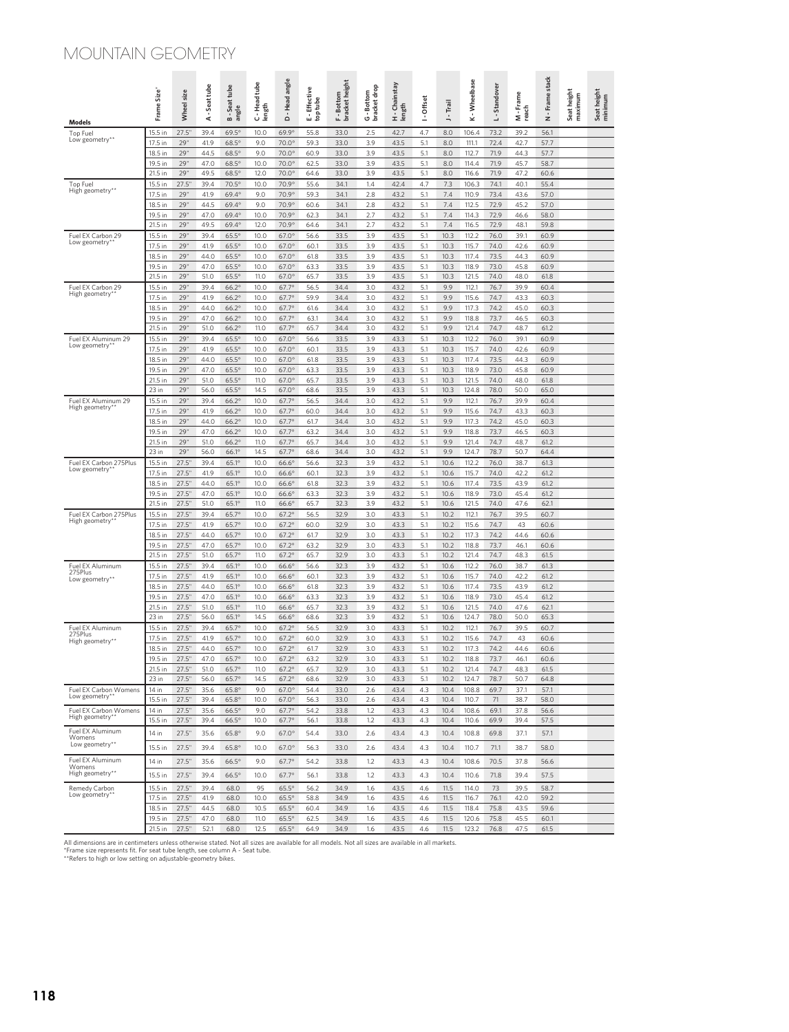# MOUNTAIN GEOMETRY

| Models | Frame Size* | Wheel size | A - Seat tube | B - Seat tube angle | C - Head tube length | D - Head angle | E - Effective top tube | F - Bottom bracket height | G - Bottom bracket drop | H - Chainstay length | I - Offset | J - Trail | K - Wheelbase | L - Standover | M - Frame reach | N - Frame stack | Seat height maximum | Seat height minimum |
|---|---|---|---|---|---|---|---|---|---|---|---|---|---|---|---|---|---|---|
| Top Fuel Low geometry** | 15.5 in | 27.5" | 39.4 | 69.5° | 10.0 | 69.9° | 55.8 | 33.0 | 2.5 | 42.7 | 4.7 | 8.0 | 106.4 | 73.2 | 39.2 | 56.1 | | |
| | 17.5 in | 29" | 41.9 | 68.5° | 9.0 | 70.0° | 59.3 | 33.0 | 3.9 | 43.5 | 5.1 | 8.0 | 111.1 | 72.4 | 42.7 | 57.7 | | |
| | 18.5 in | 29" | 44.5 | 68.5° | 9.0 | 70.0° | 60.9 | 33.0 | 3.9 | 43.5 | 5.1 | 8.0 | 112.7 | 71.9 | 44.3 | 57.7 | | |
| | 19.5 in | 29" | 47.0 | 68.5° | 10.0 | 70.0° | 62.5 | 33.0 | 3.9 | 43.5 | 5.1 | 8.0 | 114.4 | 71.9 | 45.7 | 58.7 | | |
| | 21.5 in | 29" | 49.5 | 68.5° | 12.0 | 70.0° | 64.6 | 33.0 | 3.9 | 43.5 | 5.1 | 8.0 | 116.6 | 71.9 | 47.2 | 60.6 | | |
| Top Fuel High geometry** | 15.5 in | 27.5" | 39.4 | 70.5° | 10.0 | 70.9° | 55.6 | 34.1 | 1.4 | 42.4 | 4.7 | 7.3 | 106.3 | 74.1 | 40.1 | 55.4 | | |
| | 17.5 in | 29" | 41.9 | 69.4° | 9.0 | 70.9° | 59.3 | 34.1 | 2.8 | 43.2 | 5.1 | 7.4 | 110.9 | 73.4 | 43.6 | 57.0 | | |
| | 18.5 in | 29" | 44.5 | 69.4° | 9.0 | 70.9° | 60.6 | 34.1 | 2.8 | 43.2 | 5.1 | 7.4 | 112.5 | 72.9 | 45.2 | 57.0 | | |
| | 19.5 in | 29" | 47.0 | 69.4° | 10.0 | 70.9° | 62.3 | 34.1 | 2.7 | 43.2 | 5.1 | 7.4 | 114.3 | 72.9 | 46.6 | 58.0 | | |
| | 21.5 in | 29" | 49.5 | 69.4° | 12.0 | 70.9° | 64.6 | 34.1 | 2.7 | 43.2 | 5.1 | 7.4 | 116.5 | 72.9 | 48.1 | 59.8 | | |
| Fuel EX Carbon 29 Low geometry** | 15.5 in | 29" | 39.4 | 65.5° | 10.0 | 67.0° | 56.6 | 33.5 | 3.9 | 43.5 | 5.1 | 10.3 | 112.2 | 76.0 | 39.1 | 60.9 | | |
| | 17.5 in | 29" | 41.9 | 65.5° | 10.0 | 67.0° | 60.1 | 33.5 | 3.9 | 43.5 | 5.1 | 10.3 | 115.7 | 74.0 | 42.6 | 60.9 | | |
| | 18.5 in | 29" | 44.0 | 65.5° | 10.0 | 67.0° | 61.8 | 33.5 | 3.9 | 43.5 | 5.1 | 10.3 | 117.4 | 73.5 | 44.3 | 60.9 | | |
| | 19.5 in | 29" | 47.0 | 65.5° | 10.0 | 67.0° | 63.3 | 33.5 | 3.9 | 43.5 | 5.1 | 10.3 | 118.9 | 73.0 | 45.8 | 60.9 | | |
| | 21.5 in | 29" | 51.0 | 65.5° | 11.0 | 67.0° | 65.7 | 33.5 | 3.9 | 43.5 | 5.1 | 10.3 | 121.5 | 74.0 | 48.0 | 61.8 | | |
| Fuel EX Carbon 29 High geometry** | 15.5 in | 29" | 39.4 | 66.2° | 10.0 | 67.7° | 56.5 | 34.4 | 3.0 | 43.2 | 5.1 | 9.9 | 112.1 | 76.7 | 39.9 | 60.4 | | |
| | 17.5 in | 29" | 41.9 | 66.2° | 10.0 | 67.7° | 59.9 | 34.4 | 3.0 | 43.2 | 5.1 | 9.9 | 115.6 | 74.7 | 43.3 | 60.3 | | |
| | 18.5 in | 29" | 44.0 | 66.2° | 10.0 | 67.7° | 61.6 | 34.4 | 3.0 | 43.2 | 5.1 | 9.9 | 117.3 | 74.2 | 45.0 | 60.3 | | |
| | 19.5 in | 29" | 47.0 | 66.2° | 10.0 | 67.7° | 63.1 | 34.4 | 3.0 | 43.2 | 5.1 | 9.9 | 118.8 | 73.7 | 46.5 | 60.3 | | |
| | 21.5 in | 29" | 51.0 | 66.2° | 11.0 | 67.7° | 65.7 | 34.4 | 3.0 | 43.2 | 5.1 | 9.9 | 121.4 | 74.7 | 48.7 | 61.2 | | |
| Fuel EX Aluminum 29 Low geometry** | 15.5 in | 29" | 39.4 | 65.5° | 10.0 | 67.0° | 56.6 | 33.5 | 3.9 | 43.3 | 5.1 | 10.3 | 112.2 | 76.0 | 39.1 | 60.9 | | |
| | 17.5 in | 29" | 41.9 | 65.5° | 10.0 | 67.0° | 60.1 | 33.5 | 3.9 | 43.3 | 5.1 | 10.3 | 115.7 | 74.0 | 42.6 | 60.9 | | |
| | 18.5 in | 29" | 44.0 | 65.5° | 10.0 | 67.0° | 61.8 | 33.5 | 3.9 | 43.3 | 5.1 | 10.3 | 117.4 | 73.5 | 44.3 | 60.9 | | |
| | 19.5 in | 29" | 47.0 | 65.5° | 10.0 | 67.0° | 63.3 | 33.5 | 3.9 | 43.3 | 5.1 | 10.3 | 118.9 | 73.0 | 45.8 | 60.9 | | |
| | 21.5 in | 29" | 51.0 | 65.5° | 11.0 | 67.0° | 65.7 | 33.5 | 3.9 | 43.3 | 5.1 | 10.3 | 121.5 | 74.0 | 48.0 | 61.8 | | |
| | 23 in | 29" | 56.0 | 65.5° | 14.5 | 67.0° | 68.6 | 33.5 | 3.9 | 43.3 | 5.1 | 10.3 | 124.8 | 78.0 | 50.0 | 65.0 | | |
| Fuel EX Aluminum 29 High geometry** | 15.5 in | 29" | 39.4 | 66.2° | 10.0 | 67.7° | 56.5 | 34.4 | 3.0 | 43.2 | 5.1 | 9.9 | 112.1 | 76.7 | 39.9 | 60.4 | | |
| | 17.5 in | 29" | 41.9 | 66.2° | 10.0 | 67.7° | 60.0 | 34.4 | 3.0 | 43.2 | 5.1 | 9.9 | 115.6 | 74.7 | 43.3 | 60.3 | | |
| | 18.5 in | 29" | 44.0 | 66.2° | 10.0 | 67.7° | 61.7 | 34.4 | 3.0 | 43.2 | 5.1 | 9.9 | 117.3 | 74.2 | 45.0 | 60.3 | | |
| | 19.5 in | 29" | 47.0 | 66.2° | 10.0 | 67.7° | 63.2 | 34.4 | 3.0 | 43.2 | 5.1 | 9.9 | 118.8 | 73.7 | 46.5 | 60.3 | | |
| | 21.5 in | 29" | 51.0 | 66.2° | 11.0 | 67.7° | 65.7 | 34.4 | 3.0 | 43.2 | 5.1 | 9.9 | 121.4 | 74.7 | 48.7 | 61.2 | | |
| | 23 in | 29" | 56.0 | 66.1° | 14.5 | 67.7° | 68.6 | 34.4 | 3.0 | 43.2 | 5.1 | 9.9 | 124.7 | 78.7 | 50.7 | 64.4 | | |
| Fuel EX Carbon 275Plus Low geometry** | 15.5 in | 27.5" | 39.4 | 65.1° | 10.0 | 66.6° | 56.6 | 32.3 | 3.9 | 43.2 | 5.1 | 10.6 | 112.2 | 76.0 | 38.7 | 61.3 | | |
| | 17.5 in | 27.5" | 41.9 | 65.1° | 10.0 | 66.6° | 60.1 | 32.3 | 3.9 | 43.2 | 5.1 | 10.6 | 115.7 | 74.0 | 42.2 | 61.2 | | |
| | 18.5 in | 27.5" | 44.0 | 65.1° | 10.0 | 66.6° | 61.8 | 32.3 | 3.9 | 43.2 | 5.1 | 10.6 | 117.4 | 73.5 | 43.9 | 61.2 | | |
| | 19.5 in | 27.5" | 47.0 | 65.1° | 10.0 | 66.6° | 63.3 | 32.3 | 3.9 | 43.2 | 5.1 | 10.6 | 118.9 | 73.0 | 45.4 | 61.2 | | |
| | 21.5 in | 27.5" | 51.0 | 65.1° | 11.0 | 66.6° | 65.7 | 32.3 | 3.9 | 43.2 | 5.1 | 10.6 | 121.5 | 74.0 | 47.6 | 62.1 | | |
| Fuel EX Carbon 275Plus High geometry** | 15.5 in | 27.5" | 39.4 | 65.7° | 10.0 | 67.2° | 56.5 | 32.9 | 3.0 | 43.3 | 5.1 | 10.2 | 112.1 | 76.7 | 39.5 | 60.7 | | |
| | 17.5 in | 27.5" | 41.9 | 65.7° | 10.0 | 67.2° | 60.0 | 32.9 | 3.0 | 43.3 | 5.1 | 10.2 | 115.6 | 74.7 | 43 | 60.6 | | |
| | 18.5 in | 27.5" | 44.0 | 65.7° | 10.0 | 67.2° | 61.7 | 32.9 | 3.0 | 43.3 | 5.1 | 10.2 | 117.3 | 74.2 | 44.6 | 60.6 | | |
| | 19.5 in | 27.5" | 47.0 | 65.7° | 10.0 | 67.2° | 63.2 | 32.9 | 3.0 | 43.3 | 5.1 | 10.2 | 118.8 | 73.7 | 46.1 | 60.6 | | |
| | 21.5 in | 27.5" | 51.0 | 65.7° | 11.0 | 67.2° | 65.7 | 32.9 | 3.0 | 43.3 | 5.1 | 10.2 | 121.4 | 74.7 | 48.3 | 61.5 | | |
| Fuel EX Aluminum 275Plus Low geometry** | 15.5 in | 27.5" | 39.4 | 65.1° | 10.0 | 66.6° | 56.6 | 32.3 | 3.9 | 43.2 | 5.1 | 10.6 | 112.2 | 76.0 | 38.7 | 61.3 | | |
| | 17.5 in | 27.5" | 41.9 | 65.1° | 10.0 | 66.6° | 60.1 | 32.3 | 3.9 | 43.2 | 5.1 | 10.6 | 115.7 | 74.0 | 42.2 | 61.2 | | |
| | 18.5 in | 27.5" | 44.0 | 65.1° | 10.0 | 66.6° | 61.8 | 32.3 | 3.9 | 43.2 | 5.1 | 10.6 | 117.4 | 73.5 | 43.9 | 61.2 | | |
| | 19.5 in | 27.5" | 47.0 | 65.1° | 10.0 | 66.6° | 63.3 | 32.3 | 3.9 | 43.2 | 5.1 | 10.6 | 118.9 | 73.0 | 45.4 | 61.2 | | |
| | 21.5 in | 27.5" | 51.0 | 65.1° | 11.0 | 66.6° | 65.7 | 32.3 | 3.9 | 43.2 | 5.1 | 10.6 | 121.5 | 74.0 | 47.6 | 62.1 | | |
| | 23 in | 27.5" | 56.0 | 65.1° | 14.5 | 66.6° | 68.6 | 32.3 | 3.9 | 43.2 | 5.1 | 10.6 | 124.7 | 78.0 | 50.0 | 65.3 | | |
| Fuel EX Aluminum 275Plus High geometry** | 15.5 in | 27.5" | 39.4 | 65.7° | 10.0 | 67.2° | 56.5 | 32.9 | 3.0 | 43.3 | 5.1 | 10.2 | 112.1 | 76.7 | 39.5 | 60.7 | | |
| | 17.5 in | 27.5" | 41.9 | 65.7° | 10.0 | 67.2° | 60.0 | 32.9 | 3.0 | 43.3 | 5.1 | 10.2 | 115.6 | 74.7 | 43 | 60.6 | | |
| | 18.5 in | 27.5" | 44.0 | 65.7° | 10.0 | 67.2° | 61.7 | 32.9 | 3.0 | 43.3 | 5.1 | 10.2 | 117.3 | 74.2 | 44.6 | 60.6 | | |
| | 19.5 in | 27.5" | 47.0 | 65.7° | 10.0 | 67.2° | 63.2 | 32.9 | 3.0 | 43.3 | 5.1 | 10.2 | 118.8 | 73.7 | 46.1 | 60.6 | | |
| | 21.5 in | 27.5" | 51.0 | 65.7° | 11.0 | 67.2° | 65.7 | 32.9 | 3.0 | 43.3 | 5.1 | 10.2 | 121.4 | 74.7 | 48.3 | 61.5 | | |
| | 23 in | 27.5" | 56.0 | 65.7° | 14.5 | 67.2° | 68.6 | 32.9 | 3.0 | 43.3 | 5.1 | 10.2 | 124.7 | 78.7 | 50.7 | 64.8 | | |
| Fuel EX Carbon Womens Low geometry** | 14 in | 27.5" | 35.6 | 65.8° | 9.0 | 67.0° | 54.4 | 33.0 | 2.6 | 43.4 | 4.3 | 10.4 | 108.8 | 69.7 | 37.1 | 57.1 | | |
| | 15.5 in | 27.5" | 39.4 | 65.8° | 10.0 | 67.0° | 56.3 | 33.0 | 2.6 | 43.4 | 4.3 | 10.4 | 110.7 | 71 | 38.7 | 58.0 | | |
| Fuel EX Carbon Womens High geometry** | 14 in | 27.5" | 35.6 | 66.5° | 9.0 | 67.7° | 54.2 | 33.8 | 1.2 | 43.3 | 4.3 | 10.4 | 108.6 | 69.1 | 37.8 | 56.6 | | |
| | 15.5 in | 27.5" | 39.4 | 66.5° | 10.0 | 67.7° | 56.1 | 33.8 | 1.2 | 43.3 | 4.3 | 10.4 | 110.6 | 69.9 | 39.4 | 57.5 | | |
| Fuel EX Aluminum Womens Low geometry** | 14 in | 27.5" | 35.6 | 65.8° | 9.0 | 67.0° | 54.4 | 33.0 | 2.6 | 43.4 | 4.3 | 10.4 | 108.8 | 69.8 | 37.1 | 57.1 | | |
| | 15.5 in | 27.5" | 39.4 | 65.8° | 10.0 | 67.0° | 56.3 | 33.0 | 2.6 | 43.4 | 4.3 | 10.4 | 110.7 | 71.1 | 38.7 | 58.0 | | |
| Fuel EX Aluminum Womens High geometry** | 14 in | 27.5" | 35.6 | 66.5° | 9.0 | 67.7° | 54.2 | 33.8 | 1.2 | 43.3 | 4.3 | 10.4 | 108.6 | 70.5 | 37.8 | 56.6 | | |
| | 15.5 in | 27.5" | 39.4 | 66.5° | 10.0 | 67.7° | 56.1 | 33.8 | 1.2 | 43.3 | 4.3 | 10.4 | 110.6 | 71.8 | 39.4 | 57.5 | | |
| Remedy Carbon Low geometry** | 15.5 in | 27.5" | 39.4 | 68.0 | 95 | 65.5° | 56.2 | 34.9 | 1.6 | 43.5 | 4.6 | 11.5 | 114.0 | 73 | 39.5 | 58.7 | | |
| | 17.5 in | 27.5" | 41.9 | 68.0 | 10.0 | 65.5° | 58.8 | 34.9 | 1.6 | 43.5 | 4.6 | 11.5 | 116.7 | 76.1 | 42.0 | 59.2 | | |
| | 18.5 in | 27.5" | 44.5 | 68.0 | 10.5 | 65.5° | 60.4 | 34.9 | 1.6 | 43.5 | 4.6 | 11.5 | 118.4 | 75.8 | 43.5 | 59.6 | | |
| | 19.5 in | 27.5" | 47.0 | 68.0 | 11.0 | 65.5° | 62.5 | 34.9 | 1.6 | 43.5 | 4.6 | 11.5 | 120.6 | 75.8 | 45.5 | 60.1 | | |
| | 21.5 in | 27.5" | 52.1 | 68.0 | 12.5 | 65.5° | 64.9 | 34.9 | 1.6 | 43.5 | 4.6 | 11.5 | 123.2 | 76.8 | 47.5 | 61.5 | | |

All dimensions are in centimeters unless otherwise stated. Not all sizes are available for all models. Not all sizes are available in all markets.
*Frame size represents fit. For seat tube length, see column A - Seat tube.
**Refers to high or low setting on adjustable-geometry bikes.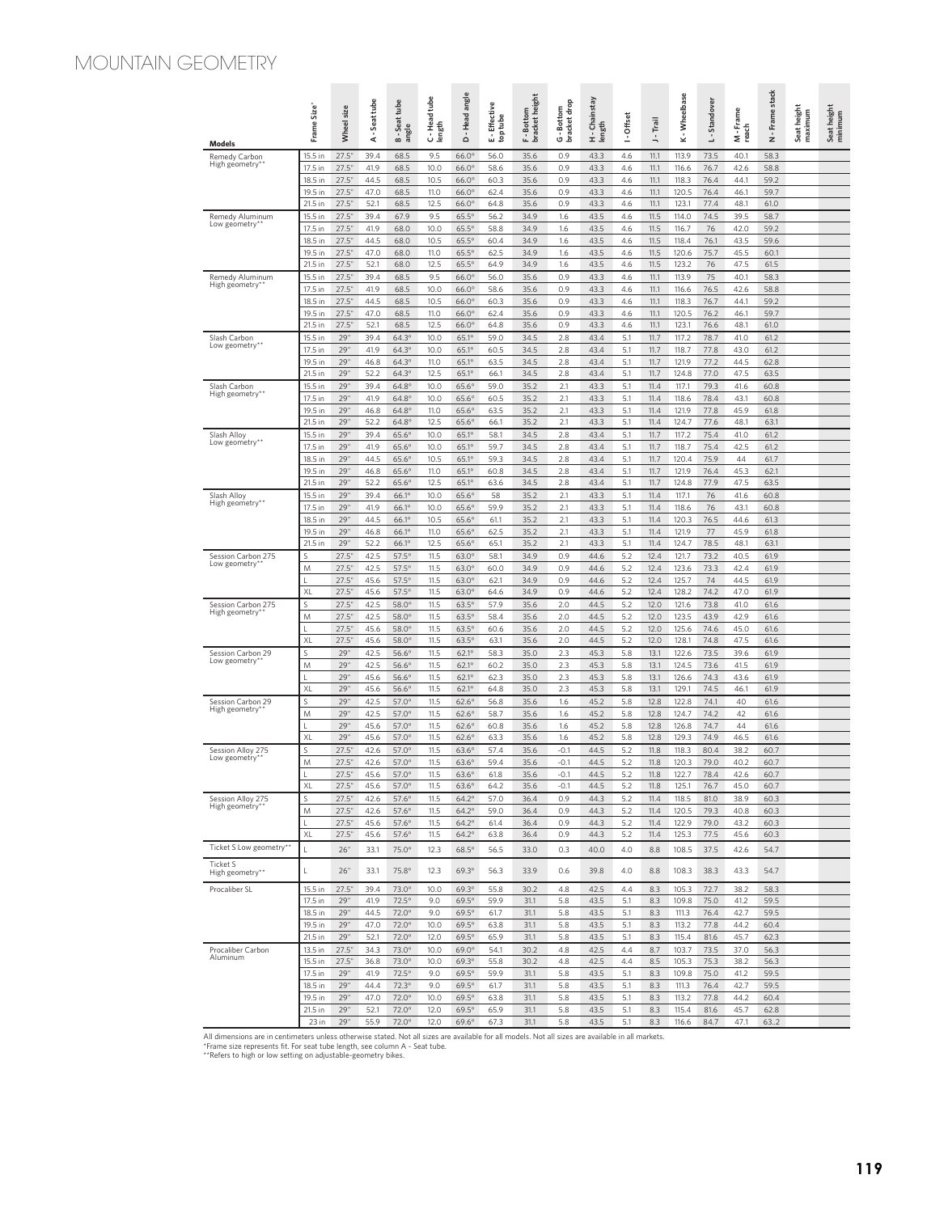# MOUNTAIN GEOMETRY

| Models | Frame Size* | Wheel size | A - Seat tube | B - Seat tube angle | C - Head tube length | D - Head angle | E - Effective top tube | F - Bottom bracket height | G - Bottom bracket drop | H - Chainstay length | I - Offset | J - Trail | K - Wheelbase | L - Standover | M - Frame reach | N - Frame stack | Seat height maximum | Seat height minimum |
|---|---|---|---|---|---|---|---|---|---|---|---|---|---|---|---|---|---|---|
| Remedy Carbon High geometry** | 15.5 in | 27.5" | 39.4 | 68.5 | 9.5 | 66.0° | 56.0 | 35.6 | 0.9 | 43.3 | 4.6 | 11.1 | 113.9 | 73.5 | 40.1 | 58.3 | | |
| | 17.5 in | 27.5" | 41.9 | 68.5 | 10.0 | 66.0° | 58.6 | 35.6 | 0.9 | 43.3 | 4.6 | 11.1 | 116.6 | 76.7 | 42.6 | 58.8 | | |
| | 18.5 in | 27.5" | 44.5 | 68.5 | 10.5 | 66.0° | 60.3 | 35.6 | 0.9 | 43.3 | 4.6 | 11.1 | 118.3 | 76.4 | 44.1 | 59.2 | | |
| | 19.5 in | 27.5" | 47.0 | 68.5 | 11.0 | 66.0° | 62.4 | 35.6 | 0.9 | 43.3 | 4.6 | 11.1 | 120.5 | 76.4 | 46.1 | 59.7 | | |
| | 21.5 in | 27.5" | 52.1 | 68.5 | 12.5 | 66.0° | 64.8 | 35.6 | 0.9 | 43.3 | 4.6 | 11.1 | 123.1 | 77.4 | 48.1 | 61.0 | | |
| Remedy Aluminum Low geometry** | 15.5 in | 27.5" | 39.4 | 67.9 | 9.5 | 65.5° | 56.2 | 34.9 | 1.6 | 43.5 | 4.6 | 11.5 | 114.0 | 74.5 | 39.5 | 58.7 | | |
| | 17.5 in | 27.5" | 41.9 | 68.0 | 10.0 | 65.5° | 58.8 | 34.9 | 1.6 | 43.5 | 4.6 | 11.5 | 116.7 | 76 | 42.0 | 59.2 | | |
| | 18.5 in | 27.5" | 44.5 | 68.0 | 10.5 | 65.5° | 60.4 | 34.9 | 1.6 | 43.5 | 4.6 | 11.5 | 118.4 | 76.1 | 43.5 | 59.6 | | |
| | 19.5 in | 27.5" | 47.0 | 68.0 | 11.0 | 65.5° | 62.5 | 34.9 | 1.6 | 43.5 | 4.6 | 11.5 | 120.6 | 75.7 | 45.5 | 60.1 | | |
| | 21.5 in | 27.5" | 52.1 | 68.0 | 12.5 | 65.5° | 64.9 | 34.9 | 1.6 | 43.5 | 4.6 | 11.5 | 123.2 | 76 | 47.5 | 61.5 | | |
| Remedy Aluminum High geometry** | 15.5 in | 27.5" | 39.4 | 68.5 | 9.5 | 66.0° | 56.0 | 35.6 | 0.9 | 43.3 | 4.6 | 11.1 | 113.9 | 75 | 40.1 | 58.3 | | |
| | 17.5 in | 27.5" | 41.9 | 68.5 | 10.0 | 66.0° | 58.6 | 35.6 | 0.9 | 43.3 | 4.6 | 11.1 | 116.6 | 76.5 | 42.6 | 58.8 | | |
| | 18.5 in | 27.5" | 44.5 | 68.5 | 10.5 | 66.0° | 60.3 | 35.6 | 0.9 | 43.3 | 4.6 | 11.1 | 118.3 | 76.7 | 44.1 | 59.2 | | |
| | 19.5 in | 27.5" | 47.0 | 68.5 | 11.0 | 66.0° | 62.4 | 35.6 | 0.9 | 43.3 | 4.6 | 11.1 | 120.5 | 76.2 | 46.1 | 59.7 | | |
| | 21.5 in | 27.5" | 52.1 | 68.5 | 12.5 | 66.0° | 64.8 | 35.6 | 0.9 | 43.3 | 4.6 | 11.1 | 123.1 | 76.6 | 48.1 | 61.0 | | |
| Slash Carbon Low geometry** | 15.5 in | 29" | 39.4 | 64.3° | 10.0 | 65.1° | 59.0 | 34.5 | 2.8 | 43.4 | 5.1 | 11.7 | 117.2 | 78.7 | 41.0 | 61.2 | | |
| | 17.5 in | 29" | 41.9 | 64.3° | 10.0 | 65.1° | 60.5 | 34.5 | 2.8 | 43.4 | 5.1 | 11.7 | 118.7 | 77.8 | 43.0 | 61.2 | | |
| | 19.5 in | 29" | 46.8 | 64.3° | 11.0 | 65.1° | 63.5 | 34.5 | 2.8 | 43.4 | 5.1 | 11.7 | 121.9 | 77.2 | 44.5 | 62.8 | | |
| | 21.5 in | 29" | 52.2 | 64.3° | 12.5 | 65.1° | 66.1 | 34.5 | 2.8 | 43.4 | 5.1 | 11.7 | 124.8 | 77.0 | 47.5 | 63.5 | | |
| Slash Carbon High geometry** | 15.5 in | 29" | 39.4 | 64.8° | 10.0 | 65.6° | 59.0 | 35.2 | 2.1 | 43.3 | 5.1 | 11.4 | 117.1 | 79.3 | 41.6 | 60.8 | | |
| | 17.5 in | 29" | 41.9 | 64.8° | 10.0 | 65.6° | 60.5 | 35.2 | 2.1 | 43.3 | 5.1 | 11.4 | 118.6 | 78.4 | 43.1 | 60.8 | | |
| | 19.5 in | 29" | 46.8 | 64.8° | 11.0 | 65.6° | 63.5 | 35.2 | 2.1 | 43.3 | 5.1 | 11.4 | 121.9 | 77.8 | 45.9 | 61.8 | | |
| | 21.5 in | 29" | 52.2 | 64.8° | 12.5 | 65.6° | 66.1 | 35.2 | 2.1 | 43.3 | 5.1 | 11.4 | 124.7 | 77.6 | 48.1 | 63.1 | | |
| Slash Alloy Low geometry** | 15.5 in | 29" | 39.4 | 65.6° | 10.0 | 65.1° | 58.1 | 34.5 | 2.8 | 43.4 | 5.1 | 11.7 | 117.2 | 75.4 | 41.0 | 61.2 | | |
| | 17.5 in | 29" | 41.9 | 65.6° | 10.0 | 65.1° | 59.7 | 34.5 | 2.8 | 43.4 | 5.1 | 11.7 | 118.7 | 75.4 | 42.5 | 61.2 | | |
| | 18.5 in | 29" | 44.5 | 65.6° | 10.5 | 65.1° | 59.3 | 34.5 | 2.8 | 43.4 | 5.1 | 11.7 | 120.4 | 75.9 | 44 | 61.7 | | |
| | 19.5 in | 29" | 46.8 | 65.6° | 11.0 | 65.1° | 60.8 | 34.5 | 2.8 | 43.4 | 5.1 | 11.7 | 121.9 | 76.4 | 45.3 | 62.1 | | |
| | 21.5 in | 29" | 52.2 | 65.6° | 12.5 | 65.1° | 63.6 | 34.5 | 2.8 | 43.4 | 5.1 | 11.7 | 124.8 | 77.9 | 47.5 | 63.5 | | |
| Slash Alloy High geometry** | 15.5 in | 29" | 39.4 | 66.1° | 10.0 | 65.6° | 58 | 35.2 | 2.1 | 43.3 | 5.1 | 11.4 | 117.1 | 76 | 41.6 | 60.8 | | |
| | 17.5 in | 29" | 41.9 | 66.1° | 10.0 | 65.6° | 59.9 | 35.2 | 2.1 | 43.3 | 5.1 | 11.4 | 118.6 | 76 | 43.1 | 60.8 | | |
| | 18.5 in | 29" | 44.5 | 66.1° | 10.5 | 65.6° | 61.1 | 35.2 | 2.1 | 43.3 | 5.1 | 11.4 | 120.3 | 76.5 | 44.6 | 61.3 | | |
| | 19.5 in | 29" | 46.8 | 66.1° | 11.0 | 65.6° | 62.5 | 35.2 | 2.1 | 43.3 | 5.1 | 11.4 | 121.9 | 77 | 45.9 | 61.8 | | |
| | 21.5 in | 29" | 52.2 | 66.1° | 12.5 | 65.6° | 65.1 | 35.2 | 2.1 | 43.3 | 5.1 | 11.4 | 124.7 | 78.5 | 48.1 | 63.1 | | |
| Session Carbon 275 Low geometry** | S | 27.5" | 42.5 | 57.5° | 11.5 | 63.0° | 58.1 | 34.9 | 0.9 | 44.6 | 5.2 | 12.4 | 121.7 | 73.2 | 40.5 | 61.9 | | |
| | M | 27.5" | 42.5 | 57.5° | 11.5 | 63.0° | 60.0 | 34.9 | 0.9 | 44.6 | 5.2 | 12.4 | 123.6 | 73.3 | 42.4 | 61.9 | | |
| | L | 27.5" | 45.6 | 57.5° | 11.5 | 63.0° | 62.1 | 34.9 | 0.9 | 44.6 | 5.2 | 12.4 | 125.7 | 74 | 44.5 | 61.9 | | |
| | XL | 27.5" | 45.6 | 57.5° | 11.5 | 63.0° | 64.6 | 34.9 | 0.9 | 44.6 | 5.2 | 12.4 | 128.2 | 74.2 | 47.0 | 61.9 | | |
| Session Carbon 275 High geometry** | S | 27.5" | 42.5 | 58.0° | 11.5 | 63.5° | 57.9 | 35.6 | 2.0 | 44.5 | 5.2 | 12.0 | 121.6 | 73.8 | 41.0 | 61.6 | | |
| | M | 27.5" | 42.5 | 58.0° | 11.5 | 63.5° | 58.4 | 35.6 | 2.0 | 44.5 | 5.2 | 12.0 | 123.5 | 43.9 | 42.9 | 61.6 | | |
| | L | 27.5" | 45.6 | 58.0° | 11.5 | 63.5° | 60.6 | 35.6 | 2.0 | 44.5 | 5.2 | 12.0 | 125.6 | 74.6 | 45.0 | 61.6 | | |
| | XL | 27.5" | 45.6 | 58.0° | 11.5 | 63.5° | 63.1 | 35.6 | 2.0 | 44.5 | 5.2 | 12.0 | 128.1 | 74.8 | 47.5 | 61.6 | | |
| Session Carbon 29 Low geometry** | S | 29" | 42.5 | 56.6° | 11.5 | 62.1° | 58.3 | 35.0 | 2.3 | 45.3 | 5.8 | 13.1 | 122.6 | 73.5 | 39.6 | 61.9 | | |
| | M | 29" | 42.5 | 56.6° | 11.5 | 62.1° | 60.2 | 35.0 | 2.3 | 45.3 | 5.8 | 13.1 | 124.5 | 73.6 | 41.5 | 61.9 | | |
| | L | 29" | 45.6 | 56.6° | 11.5 | 62.1° | 62.3 | 35.0 | 2.3 | 45.3 | 5.8 | 13.1 | 126.6 | 74.3 | 43.6 | 61.9 | | |
| | XL | 29" | 45.6 | 56.6° | 11.5 | 62.1° | 64.8 | 35.0 | 2.3 | 45.3 | 5.8 | 13.1 | 129.1 | 74.5 | 46.1 | 61.9 | | |
| Session Carbon 29 High geometry** | S | 29" | 42.5 | 57.0° | 11.5 | 62.6° | 56.8 | 35.6 | 1.6 | 45.2 | 5.8 | 12.8 | 122.8 | 74.1 | 40 | 61.6 | | |
| | M | 29" | 42.5 | 57.0° | 11.5 | 62.6° | 58.7 | 35.6 | 1.6 | 45.2 | 5.8 | 12.8 | 124.7 | 74.2 | 42 | 61.6 | | |
| | L | 29" | 45.6 | 57.0° | 11.5 | 62.6° | 60.8 | 35.6 | 1.6 | 45.2 | 5.8 | 12.8 | 126.8 | 74.7 | 44 | 61.6 | | |
| | XL | 29" | 45.6 | 57.0° | 11.5 | 62.6° | 63.3 | 35.6 | 1.6 | 45.2 | 5.8 | 12.8 | 129.3 | 74.9 | 46.5 | 61.6 | | |
| Session Alloy 275 Low geometry** | S | 27.5" | 42.6 | 57.0° | 11.5 | 63.6° | 57.4 | 35.6 | -0.1 | 44.5 | 5.2 | 11.8 | 118.3 | 80.4 | 38.2 | 60.7 | | |
| | M | 27.5" | 42.6 | 57.0° | 11.5 | 63.6° | 59.4 | 35.6 | -0.1 | 44.5 | 5.2 | 11.8 | 120.3 | 79.0 | 40.2 | 60.7 | | |
| | L | 27.5" | 45.6 | 57.0° | 11.5 | 63.6° | 61.8 | 35.6 | -0.1 | 44.5 | 5.2 | 11.8 | 122.7 | 78.4 | 42.6 | 60.7 | | |
| | XL | 27.5" | 45.6 | 57.0° | 11.5 | 63.6° | 64.2 | 35.6 | -0.1 | 44.5 | 5.2 | 11.8 | 125.1 | 76.7 | 45.0 | 60.7 | | |
| Session Alloy 275 High geometry** | S | 27.5" | 42.6 | 57.6° | 11.5 | 64.2° | 57.0 | 36.4 | 0.9 | 44.3 | 5.2 | 11.4 | 118.5 | 81.0 | 38.9 | 60.3 | | |
| | M | 27.5" | 42.6 | 57.6° | 11.5 | 64.2° | 59.0 | 36.4 | 0.9 | 44.3 | 5.2 | 11.4 | 120.5 | 79.3 | 40.8 | 60.3 | | |
| | L | 27.5" | 45.6 | 57.6° | 11.5 | 64.2° | 61.4 | 36.4 | 0.9 | 44.3 | 5.2 | 11.4 | 122.9 | 79.0 | 43.2 | 60.3 | | |
| | XL | 27.5" | 45.6 | 57.6° | 11.5 | 64.2° | 63.8 | 36.4 | 0.9 | 44.3 | 5.2 | 11.4 | 125.3 | 77.5 | 45.6 | 60.3 | | |
| Ticket S Low geometry** | L | 26" | 33.1 | 75.0° | 12.3 | 68.5° | 56.5 | 33.0 | 0.3 | 40.0 | 4.0 | 8.8 | 108.5 | 37.5 | 42.6 | 54.7 | | |
| Ticket S High geometry** | L | 26" | 33.1 | 75.8° | 12.3 | 69.3° | 56.3 | 33.9 | 0.6 | 39.8 | 4.0 | 8.8 | 108.3 | 38.3 | 43.3 | 54.7 | | |
| Procaliber SL | 15.5 in | 27.5" | 39.4 | 73.0° | 10.0 | 69.3° | 55.8 | 30.2 | 4.8 | 42.5 | 4.4 | 8.3 | 105.3 | 72.7 | 38.2 | 58.3 | | |
| | 17.5 in | 29" | 41.9 | 72.5° | 9.0 | 69.5° | 59.9 | 31.1 | 5.8 | 43.5 | 5.1 | 8.3 | 109.8 | 75.0 | 41.2 | 59.5 | | |
| | 18.5 in | 29" | 44.5 | 72.0° | 9.0 | 69.5° | 61.7 | 31.1 | 5.8 | 43.5 | 5.1 | 8.3 | 111.3 | 76.4 | 42.7 | 59.5 | | |
| | 19.5 in | 29" | 47.0 | 72.0° | 10.0 | 69.5° | 63.8 | 31.1 | 5.8 | 43.5 | 5.1 | 8.3 | 113.2 | 77.8 | 44.2 | 60.4 | | |
| | 21.5 in | 29" | 52.1 | 72.0° | 12.0 | 69.5° | 65.9 | 31.1 | 5.8 | 43.5 | 5.1 | 8.3 | 115.4 | 81.6 | 45.7 | 62.3 | | |
| Procaliber Carbon Aluminum | 13.5 in | 27.5" | 34.3 | 73.0° | 10.0 | 69.0° | 54.1 | 30.2 | 4.8 | 42.5 | 4.4 | 8.7 | 103.7 | 73.5 | 37.0 | 56.3 | | |
| | 15.5 in | 27.5" | 36.8 | 73.0° | 10.0 | 69.3° | 55.8 | 30.2 | 4.8 | 42.5 | 4.4 | 8.5 | 105.3 | 75.3 | 38.2 | 56.3 | | |
| | 17.5 in | 29" | 41.9 | 72.5° | 9.0 | 69.5° | 59.9 | 31.1 | 5.8 | 43.5 | 5.1 | 8.3 | 109.8 | 75.0 | 41.2 | 59.5 | | |
| | 18.5 in | 29" | 44.4 | 72.3° | 9.0 | 69.5° | 61.7 | 31.1 | 5.8 | 43.5 | 5.1 | 8.3 | 111.3 | 76.4 | 42.7 | 59.5 | | |
| | 19.5 in | 29" | 47.0 | 72.0° | 10.0 | 69.5° | 63.8 | 31.1 | 5.8 | 43.5 | 5.1 | 8.3 | 113.2 | 77.8 | 44.2 | 60.4 | | |
| | 21.5 in | 29" | 52.1 | 72.0° | 12.0 | 69.5° | 65.9 | 31.1 | 5.8 | 43.5 | 5.1 | 8.3 | 115.4 | 81.6 | 45.7 | 62.8 | | |
| | 23 in | 29" | 55.9 | 72.0° | 12.0 | 69.6° | 67.3 | 31.1 | 5.8 | 43.5 | 5.1 | 8.3 | 116.6 | 84.7 | 47.1 | 63..2 | | |

All dimensions are in centimeters unless otherwise stated. Not all sizes are available for all models. Not all sizes are available in all markets.
*Frame size represents fit. For seat tube length, see column A - Seat tube.
**Refers to high or low setting on adjustable-geometry bikes.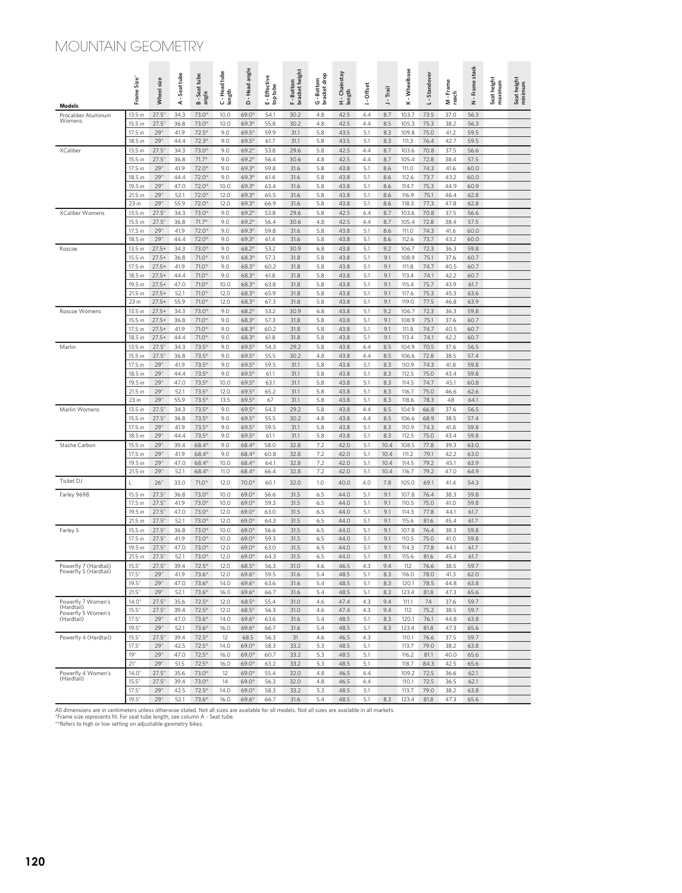# MOUNTAIN GEOMETRY

| Models | Frame Size* | Wheel size | A - Seat tube | B - Seat tube angle | C - Head tube length | D - Head angle | E - Effective top tube | F - Bottom bracket height | G - Bottom bracket drop | H - Chainstay length | I - Offset | J - Trail | K - Wheelbase | L - Standover | M - Frame reach | N - Frame stack | Seat height maximum | Seat height minimum |
|---|---|---|---|---|---|---|---|---|---|---|---|---|---|---|---|---|---|---|
| Procaliber Aluminum Womens | 13.5 in | 27.5" | 34.3 | 73.0° | 10.0 | 69.0° | 54.1 | 30.2 | 4.8 | 42.5 | 4.4 | 8.7 | 103.7 | 73.5 | 37.0 | 56.3 | | |
| | 15.5 in | 27.5" | 36.8 | 73.0° | 10.0 | 69.3° | 55.8 | 30.2 | 4.8 | 42.5 | 4.4 | 8.5 | 105.3 | 75.3 | 38.2 | 56.3 | | |
| | 17.5 in | 29" | 41.9 | 72.5° | 9.0 | 69.5° | 59.9 | 31.1 | 5.8 | 43.5 | 5.1 | 8.3 | 109.8 | 75.0 | 41.2 | 59.5 | | |
| | 18.5 in | 29" | 44.4 | 72.3° | 9.0 | 69.5° | 61.7 | 31.1 | 5.8 | 43.5 | 5.1 | 8.3 | 111.3 | 76.4 | 42.7 | 59.5 | | |
| XCaliber | 13.5 in | 27.5" | 34.3 | 73.0° | 9.0 | 69.2° | 53.8 | 29.6 | 5.8 | 42.5 | 4.4 | 8.7 | 103.6 | 70.8 | 37.5 | 56.6 | | |
| | 15.5 in | 27.5" | 36.8 | 71.7° | 9.0 | 69.2° | 56.4 | 30.6 | 4.8 | 42.5 | 4.4 | 8.7 | 105.4 | 72.8 | 38.4 | 57.5 | | |
| | 17.5 in | 29" | 41.9 | 72.0° | 9.0 | 69.3° | 59.8 | 31.6 | 5.8 | 43.8 | 5.1 | 8.6 | 111.0 | 74.3 | 41.6 | 60.0 | | |
| | 18.5 in | 29" | 44.4 | 72.0° | 9.0 | 69.3° | 61.4 | 31.6 | 5.8 | 43.8 | 5.1 | 8.6 | 112.6 | 73.7 | 43.2 | 60.0 | | |
| | 19.5 in | 29" | 47.0 | 72.0° | 10.0 | 69.3° | 63.4 | 31.6 | 5.8 | 43.8 | 5.1 | 8.6 | 114.7 | 75.3 | 44.9 | 60.9 | | |
| | 21.5 in | 29" | 52.1 | 72.0° | 12.0 | 69.3° | 65.5 | 31.6 | 5.8 | 43.8 | 5.1 | 8.6 | 116.9 | 75.1 | 46.4 | 62.8 | | |
| | 23 in | 29" | 55.9 | 72.0° | 12.0 | 69.3° | 66.9 | 31.6 | 5.8 | 43.8 | 5.1 | 8.6 | 118.3 | 77.3 | 47.8 | 62.8 | | |
| XCaliber Womens | 13.5 in | 27.5" | 34.3 | 73.0° | 9.0 | 69.2° | 53.8 | 29.6 | 5.8 | 42.5 | 4.4 | 8.7 | 103.6 | 70.8 | 37.5 | 56.6 | | |
| | 15.5 in | 27.5" | 36.8 | 71.7° | 9.0 | 69.2° | 56.4 | 30.6 | 4.8 | 42.5 | 4.4 | 8.7 | 105.4 | 72.8 | 38.4 | 57.5 | | |
| | 17.5 in | 29" | 41.9 | 72.0° | 9.0 | 69.3° | 59.8 | 31.6 | 5.8 | 43.8 | 5.1 | 8.6 | 111.0 | 74.3 | 41.6 | 60.0 | | |
| | 18.5 in | 29" | 44.4 | 72.0° | 9.0 | 69.3° | 61.4 | 31.6 | 5.8 | 43.8 | 5.1 | 8.6 | 112.6 | 73.7 | 43.2 | 60.0 | | |
| Roscoe | 13.5 in | 27.5+ | 34.3 | 73.0° | 9.0 | 68.2° | 53.2 | 30.9 | 6.8 | 43.8 | 5.1 | 9.2 | 106.7 | 72.3 | 36.3 | 59.8 | | |
| | 15.5 in | 27.5+ | 36.8 | 71.0° | 9.0 | 68.3° | 57.3 | 31.8 | 5.8 | 43.8 | 5.1 | 9.1 | 108.9 | 75.1 | 37.6 | 60.7 | | |
| | 17.5 in | 27.5+ | 41.9 | 71.0° | 9.0 | 68.3° | 60.2 | 31.8 | 5.8 | 43.8 | 5.1 | 9.1 | 111.8 | 74.7 | 40.5 | 60.7 | | |
| | 18.5 in | 27.5+ | 44.4 | 71.0° | 9.0 | 68.3° | 61.8 | 31.8 | 5.8 | 43.8 | 5.1 | 9.1 | 113.4 | 74.1 | 42.2 | 60.7 | | |
| | 19.5 in | 27.5+ | 47.0 | 71.0° | 10.0 | 68.3° | 63.8 | 31.8 | 5.8 | 43.8 | 5.1 | 9.1 | 115.4 | 75.7 | 43.9 | 61.7 | | |
| | 21.5 in | 27.5+ | 52.1 | 71.0° | 12.0 | 68.3° | 65.9 | 31.8 | 5.8 | 43.8 | 5.1 | 9.1 | 117.6 | 75.3 | 45.3 | 63.6 | | |
| | 23 in | 27.5+ | 55.9 | 71.0° | 12.0 | 68.3° | 67.3 | 31.8 | 5.8 | 43.8 | 5.1 | 9.1 | 119.0 | 77.5 | 46.8 | 63.9 | | |
| Roscoe Womens | 13.5 in | 27.5+ | 34.3 | 73.0° | 9.0 | 68.2° | 53.2 | 30.9 | 6.8 | 43.8 | 5.1 | 9.2 | 106.7 | 72.3 | 36.3 | 59.8 | | |
| | 15.5 in | 27.5+ | 36.8 | 71.0° | 9.0 | 68.3° | 57.3 | 31.8 | 5.8 | 43.8 | 5.1 | 9.1 | 108.9 | 75.1 | 37.6 | 60.7 | | |
| | 17.5 in | 27.5+ | 41.9 | 71.0° | 9.0 | 68.3° | 60.2 | 31.8 | 5.8 | 43.8 | 5.1 | 9.1 | 111.8 | 74.7 | 40.5 | 60.7 | | |
| | 18.5 in | 27.5+ | 44.4 | 71.0° | 9.0 | 68.3° | 61.8 | 31.8 | 5.8 | 43.8 | 5.1 | 9.1 | 113.4 | 74.1 | 42.2 | 60.7 | | |
| Marlin | 13.5 in | 27.5" | 34.3 | 73.5° | 9.0 | 69.5° | 54.3 | 29.2 | 5.8 | 43.8 | 4.4 | 8.5 | 104.9 | 70.5 | 37.6 | 56.5 | | |
| | 15.5 in | 27.5" | 36.8 | 73.5° | 9.0 | 69.5° | 55.5 | 30.2 | 4.8 | 43.8 | 4.4 | 8.5 | 106.6 | 72.8 | 38.5 | 57.4 | | |
| | 17.5 in | 29" | 41.9 | 73.5° | 9.0 | 69.5° | 59.5 | 31.1 | 5.8 | 43.8 | 5.1 | 8.3 | 110.9 | 74.3 | 41.8 | 59.8 | | |
| | 18.5 in | 29" | 44.4 | 73.5° | 9.0 | 69.5° | 61.1 | 31.1 | 5.8 | 43.8 | 5.1 | 8.3 | 112.5 | 75.0 | 43.4 | 59.8 | | |
| | 19.5 in | 29" | 47.0 | 73.5° | 10.0 | 69.5° | 63.1 | 31.1 | 5.8 | 43.8 | 5.1 | 8.3 | 114.5 | 74.7 | 45.1 | 60.8 | | |
| | 21.5 in | 29" | 52.1 | 73.5° | 12.0 | 69.5° | 65.2 | 31.1 | 5.8 | 43.8 | 5.1 | 8.3 | 116.7 | 75.0 | 46.6 | 62.6 | | |
| | 23 in | 29" | 55.9 | 73.5° | 13.5 | 69.5° | 67 | 31.1 | 5.8 | 43.8 | 5.1 | 8.3 | 118.6 | 78.3 | 48 | 64.1 | | |
| Marlin Womens | 13.5 in | 27.5" | 34.3 | 73.5° | 9.0 | 69.5° | 54.3 | 29.2 | 5.8 | 43.8 | 4.4 | 8.5 | 104.9 | 66.8 | 37.6 | 56.5 | | |
| | 15.5 in | 27.5" | 36.8 | 73.5° | 9.0 | 69.5° | 55.5 | 30.2 | 4.8 | 43.8 | 4.4 | 8.5 | 106.6 | 68.9 | 38.5 | 57.4 | | |
| | 17.5 in | 29" | 41.9 | 73.5° | 9.0 | 69.5° | 59.5 | 31.1 | 5.8 | 43.8 | 5.1 | 8.3 | 110.9 | 74.3 | 41.8 | 59.8 | | |
| | 18.5 in | 29" | 44.4 | 73.5° | 9.0 | 69.5° | 61.1 | 31.1 | 5.8 | 43.8 | 5.1 | 8.3 | 112.5 | 75.0 | 43.4 | 59.8 | | |
| Stache Carbon | 15.5 in | 29" | 39.4 | 68.4° | 9.0 | 68.4° | 58.0 | 32.8 | 7.2 | 42.0 | 5.1 | 10.4 | 108.5 | 77.8 | 39.3 | 63.0 | | |
| | 17.5 in | 29" | 41.9 | 68.4° | 9.0 | 68.4° | 60.8 | 32.8 | 7.2 | 42.0 | 5.1 | 10.4 | 111.2 | 79.1 | 42.2 | 63.0 | | |
| | 19.5 in | 29" | 47.0 | 68.4° | 10.0 | 68.4° | 64.1 | 32.8 | 7.2 | 42.0 | 5.1 | 10.4 | 114.5 | 79.2 | 45.1 | 63.9 | | |
| | 21.5 in | 29" | 52.1 | 68.4° | 11.0 | 68.4° | 66.4 | 32.8 | 7.2 | 42.0 | 5.1 | 10.4 | 116.7 | 79.2 | 47.0 | 64.9 | | |
| Ticket DJ | L | 26" | 33.0 | 71.0° | 12.0 | 70.0° | 60.1 | 32.0 | 1.0 | 40.0 | 4.0 | 7.8 | 105.0 | 69.1 | 41.4 | 54.3 | | |
| Farley 9698 | 15.5 in | 27.5" | 36.8 | 73.0° | 10.0 | 69.0° | 56.6 | 31.5 | 6.5 | 44.0 | 5.1 | 9.1 | 107.8 | 76.4 | 38.3 | 59.8 | | |
| | 17.5 in | 27.5" | 41.9 | 73.0° | 10.0 | 69.0° | 59.3 | 31.5 | 6.5 | 44.0 | 5.1 | 9.1 | 110.5 | 75.0 | 41.0 | 59.8 | | |
| | 19.5 in | 27.5" | 47.0 | 73.0° | 12.0 | 69.0° | 63.0 | 31.5 | 6.5 | 44.0 | 5.1 | 9.1 | 114.3 | 77.8 | 44.1 | 61.7 | | |
| | 21.5 in | 27.5" | 52.1 | 73.0° | 12.0 | 69.0° | 64.3 | 31.5 | 6.5 | 44.0 | 5.1 | 9.1 | 115.6 | 81.6 | 45.4 | 61.7 | | |
| Farley 5 | 15.5 in | 27.5" | 36.8 | 73.0° | 10.0 | 69.0° | 56.6 | 31.5 | 6.5 | 44.0 | 5.1 | 9.1 | 107.8 | 76.4 | 38.3 | 59.8 | | |
| | 17.5 in | 27.5" | 41.9 | 73.0° | 10.0 | 69.0° | 59.3 | 31.5 | 6.5 | 44.0 | 5.1 | 9.1 | 110.5 | 75.0 | 41.0 | 59.8 | | |
| | 19.5 in | 27.5" | 47.0 | 73.0° | 12.0 | 69.0° | 63.0 | 31.5 | 6.5 | 44.0 | 5.1 | 9.1 | 114.3 | 77.8 | 44.1 | 61.7 | | |
| | 21.5 in | 27.5" | 52.1 | 73.0° | 12.0 | 69.0° | 64.3 | 31.5 | 6.5 | 44.0 | 5.1 | 9.1 | 115.6 | 81.6 | 45.4 | 61.7 | | |
| Powerfly 7 (Hardtail) Powerfly 5 (Hardtail) | 15.5" | 27.5" | 39.4 | 72.5° | 12.0 | 68.5° | 56.3 | 31.0 | 4.6 | 46.5 | 4.3 | 9.4 | 112 | 76.6 | 38.5 | 59.7 | | |
| | 17.5" | 29" | 41.9 | 73.6° | 12.0 | 69.6° | 59.5 | 31.6 | 5.4 | 48.5 | 5.1 | 8.3 | 116.0 | 78.0 | 41.3 | 62.0 | | |
| | 19.5" | 29" | 47.0 | 73.6° | 14.0 | 69.6° | 63.6 | 31.6 | 5.4 | 48.5 | 5.1 | 8.3 | 120.1 | 78.5 | 44.8 | 63.8 | | |
| | 21.5" | 29" | 52.1 | 73.6° | 16.0 | 69.6° | 66.7 | 31.6 | 5.4 | 48.5 | 5.1 | 8.3 | 123.4 | 81.8 | 47.3 | 65.6 | | |
| Powerfly 7 Women's (Hardtail) Powerfly 5 Women's (Hardtail) | 14.0" | 27.5" | 35.6 | 72.5° | 12.0 | 68.5° | 55.4 | 31.0 | 4.6 | 47.4 | 4.3 | 9.4 | 111.1 | 74 | 37.6 | 59.7 | | |
| | 15.5" | 27.5" | 39.4 | 72.5° | 12.0 | 68.5° | 56.3 | 31.0 | 4.6 | 47.4 | 4.3 | 9.4 | 112 | 75.2 | 38.5 | 59.7 | | |
| | 17.5" | 29" | 47.0 | 73.6° | 14.0 | 69.6° | 63.6 | 31.6 | 5.4 | 48.5 | 5.1 | 8.3 | 120.1 | 76.1 | 44.8 | 63.8 | | |
| | 19.5" | 29" | 52.1 | 73.6° | 16.0 | 69.6° | 66.7 | 31.6 | 5.4 | 48.5 | 5.1 | 8.3 | 123.4 | 81.8 | 47.3 | 65.6 | | |
| Powerfly 4 (Hardtail) | 15.5" | 27.5" | 39.4 | 72.5° | 12 | 68.5 | 56.3 | 31 | 4.6 | 46.5 | 4.3 | | 110.1 | 76.6 | 37.5 | 59.7 | | |
| | 17.5" | 29" | 42.5 | 72.5° | 14.0 | 69.0° | 58.3 | 33.2 | 5.3 | 48.5 | 5.1 | | 113.7 | 79.0 | 38.2 | 63.8 | | |
| | 19" | 29" | 47.0 | 72.5° | 16.0 | 69.0° | 60.7 | 33.2 | 5.3 | 48.5 | 5.1 | | 116.2 | 81.1 | 40.0 | 65.6 | | |
| | 21" | 29" | 51.5 | 72.5° | 16.0 | 69.0° | 63.2 | 33.2 | 5.3 | 48.5 | 5.1 | | 118.7 | 84.3 | 42.5 | 65.6 | | |
| Powerfly 4 Women's (Hardtail) | 14.0" | 27.5" | 35.6 | 73.0° | 12 | 69.0° | 55.4 | 32.0 | 4.8 | 46.5 | 4.4 | | 109.2 | 72.5 | 36.6 | 62.1 | | |
| | 15.5" | 27.5" | 39.4 | 73.0° | 14 | 69.0° | 56.3 | 32.0 | 4.8 | 46.5 | 4.4 | | 110.1 | 72.5 | 36.5 | 62.1 | | |
| | 17.5" | 29" | 42.5 | 72.5° | 14.0 | 69.0° | 58.3 | 33.2 | 5.3 | 48.5 | 5.1 | | 113.7 | 79.0 | 38.2 | 63.8 | | |
| | 19.5" | 29" | 52.1 | 73.6° | 16.0 | 69.6° | 66.7 | 31.6 | 5.4 | 48.5 | 5.1 | 8.3 | 123.4 | 81.8 | 47.3 | 65.6 | | |

All dimensions are in centimeters unless otherwise stated. Not all sizes are available for all models. Not all sizes are available in all markets.
*Frame size represents fit. For seat tube length, see column A - Seat tube.
**Refers to high or low setting on adjustable-geometry bikes.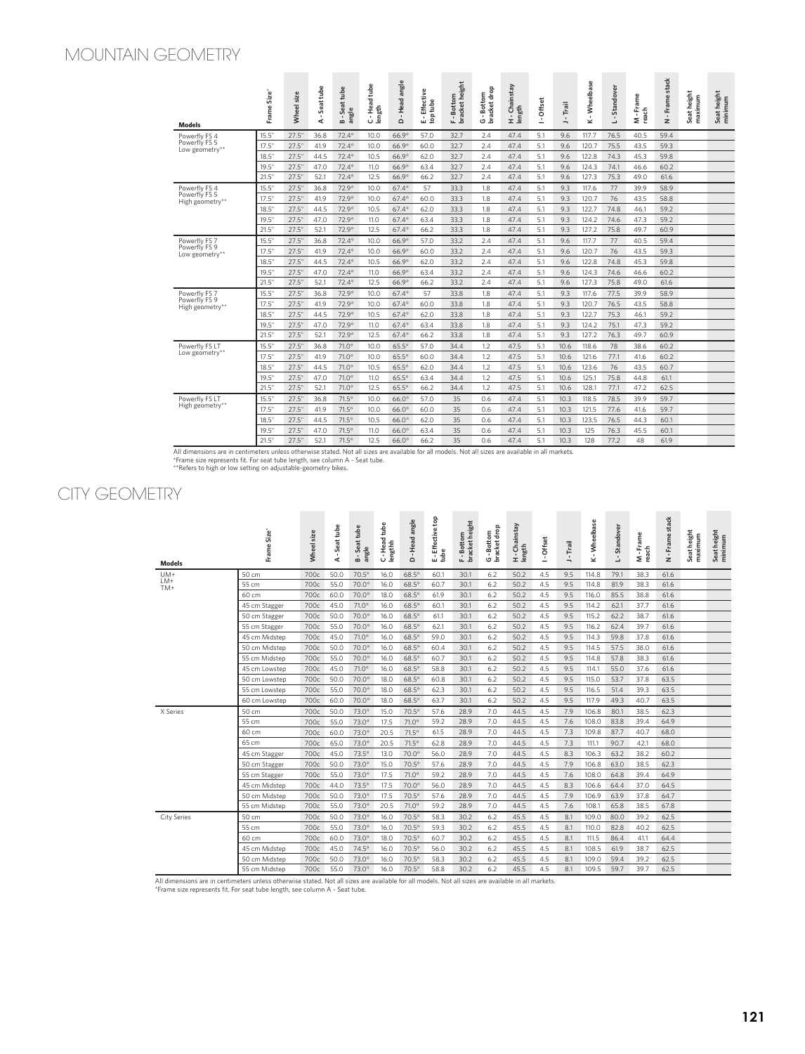# MOUNTAIN GEOMETRY

| Models | Frame Size* | Wheel size | A - Seat tube | B - Seat tube angle | C - Head tube length | D - Head angle | E - Effective top tube | F - Bottom bracket height | G - Bottom bracket drop | H - Chainstay length | I - Offset | J - Trail | K - Wheelbase | L - Standover | M - Frame reach | N - Frame stack | Seat height maximum | Seat height minimum |
|---|---|---|---|---|---|---|---|---|---|---|---|---|---|---|---|---|---|---|
| Powerfly FS 4 Powerfly FS 5 Low geometry** | 15.5" | 27.5" | 36.8 | 72.4° | 10.0 | 66.9° | 57.0 | 32.7 | 2.4 | 47.4 | 5.1 | 9.6 | 117.7 | 76.5 | 40.5 | 59.4 | | |
| | 17.5" | 27.5" | 41.9 | 72.4° | 10.0 | 66.9° | 60.0 | 32.7 | 2.4 | 47.4 | 5.1 | 9.6 | 120.7 | 75.5 | 43.5 | 59.3 | | |
| | 18.5" | 27.5" | 44.5 | 72.4° | 10.5 | 66.9° | 62.0 | 32.7 | 2.4 | 47.4 | 5.1 | 9.6 | 122.8 | 74.3 | 45.3 | 59.8 | | |
| | 19.5" | 27.5" | 47.0 | 72.4° | 11.0 | 66.9° | 63.4 | 32.7 | 2.4 | 47.4 | 5.1 | 9.6 | 124.3 | 74.1 | 46.6 | 60.2 | | |
| | 21.5" | 27.5" | 52.1 | 72.4° | 12.5 | 66.9° | 66.2 | 32.7 | 2.4 | 47.4 | 5.1 | 9.6 | 127.3 | 75.3 | 49.0 | 61.6 | | |
| Powerfly FS 4 Powerfly FS 5 High geometry** | 15.5" | 27.5" | 36.8 | 72.9° | 10.0 | 67.4° | 57 | 33.3 | 1.8 | 47.4 | 5.1 | 9.3 | 117.6 | 77 | 39.9 | 58.9 | | |
| | 17.5" | 27.5" | 41.9 | 72.9° | 10.0 | 67.4° | 60.0 | 33.3 | 1.8 | 47.4 | 5.1 | 9.3 | 120.7 | 76 | 43.5 | 58.8 | | |
| | 18.5" | 27.5" | 44.5 | 72.9° | 10.5 | 67.4° | 62.0 | 33.3 | 1.8 | 47.4 | 5.1 | 9.3 | 122.7 | 74.8 | 46.1 | 59.2 | | |
| | 19.5" | 27.5" | 47.0 | 72.9° | 11.0 | 67.4° | 63.4 | 33.3 | 1.8 | 47.4 | 5.1 | 9.3 | 124.2 | 74.6 | 47.3 | 59.2 | | |
| | 21.5" | 27.5" | 52.1 | 72.9° | 12.5 | 67.4° | 66.2 | 33.3 | 1.8 | 47.4 | 5.1 | 9.3 | 127.2 | 75.8 | 49.7 | 60.9 | | |
| Powerfly FS 7 Powerfly FS 9 Low geometry** | 15.5" | 27.5" | 36.8 | 72.4° | 10.0 | 66.9° | 57.0 | 33.2 | 2.4 | 47.4 | 5.1 | 9.6 | 117.7 | 77 | 40.5 | 59.4 | | |
| | 17.5" | 27.5" | 41.9 | 72.4° | 10.0 | 66.9° | 60.0 | 33.2 | 2.4 | 47.4 | 5.1 | 9.6 | 120.7 | 76 | 43.5 | 59.3 | | |
| | 18.5" | 27.5" | 44.5 | 72.4° | 10.5 | 66.9° | 62.0 | 33.2 | 2.4 | 47.4 | 5.1 | 9.6 | 122.8 | 74.8 | 45.3 | 59.8 | | |
| | 19.5" | 27.5" | 47.0 | 72.4° | 11.0 | 66.9° | 63.4 | 33.2 | 2.4 | 47.4 | 5.1 | 9.6 | 124.3 | 74.6 | 46.6 | 60.2 | | |
| | 21.5" | 27.5" | 52.1 | 72.4° | 12.5 | 66.9° | 66.2 | 33.2 | 2.4 | 47.4 | 5.1 | 9.6 | 127.3 | 75.8 | 49.0 | 61.6 | | |
| Powerfly FS 7 Powerfly FS 9 High geometry** | 15.5" | 27.5" | 36.8 | 72.9° | 10.0 | 67.4° | 57 | 33.8 | 1.8 | 47.4 | 5.1 | 9.3 | 117.6 | 77.5 | 39.9 | 58.9 | | |
| | 17.5" | 27.5" | 41.9 | 72.9° | 10.0 | 67.4° | 60.0 | 33.8 | 1.8 | 47.4 | 5.1 | 9.3 | 120.7 | 76.5 | 43.5 | 58.8 | | |
| | 18.5" | 27.5" | 44.5 | 72.9° | 10.5 | 67.4° | 62.0 | 33.8 | 1.8 | 47.4 | 5.1 | 9.3 | 122.7 | 75.3 | 46.1 | 59.2 | | |
| | 19.5" | 27.5" | 47.0 | 72.9° | 11.0 | 67.4° | 63.4 | 33.8 | 1.8 | 47.4 | 5.1 | 9.3 | 124.2 | 75.1 | 47.3 | 59.2 | | |
| | 21.5" | 27.5" | 52.1 | 72.9° | 12.5 | 67.4° | 66.2 | 33.8 | 1.8 | 47.4 | 5.1 | 9.3 | 127.2 | 76.3 | 49.7 | 60.9 | | |
| Powerfly FS LT Low geometry** | 15.5" | 27.5" | 36.8 | 71.0° | 10.0 | 65.5° | 57.0 | 34.4 | 1.2 | 47.5 | 5.1 | 10.6 | 118.6 | 78 | 38.6 | 60.2 | | |
| | 17.5" | 27.5" | 41.9 | 71.0° | 10.0 | 65.5° | 60.0 | 34.4 | 1.2 | 47.5 | 5.1 | 10.6 | 121.6 | 77.1 | 41.6 | 60.2 | | |
| | 18.5" | 27.5" | 44.5 | 71.0° | 10.5 | 65.5° | 62.0 | 34.4 | 1.2 | 47.5 | 5.1 | 10.6 | 123.6 | 76 | 43.5 | 60.7 | | |
| | 19.5" | 27.5" | 47.0 | 71.0° | 11.0 | 65.5° | 63.4 | 34.4 | 1.2 | 47.5 | 5.1 | 10.6 | 125.1 | 75.8 | 44.8 | 61.1 | | |
| | 21.5" | 27.5" | 52.1 | 71.0° | 12.5 | 65.5° | 66.2 | 34.4 | 1.2 | 47.5 | 5.1 | 10.6 | 128.1 | 77.1 | 47.2 | 62.5 | | |
| Powerfly FS LT High geometry** | 15.5" | 27.5" | 36.8 | 71.5° | 10.0 | 66.0° | 57.0 | 35 | 0.6 | 47.4 | 5.1 | 10.3 | 118.5 | 78.5 | 39.9 | 59.7 | | |
| | 17.5" | 27.5" | 41.9 | 71.5° | 10.0 | 66.0° | 60.0 | 35 | 0.6 | 47.4 | 5.1 | 10.3 | 121.5 | 77.6 | 41.6 | 59.7 | | |
| | 18.5" | 27.5" | 44.5 | 71.5° | 10.5 | 66.0° | 62.0 | 35 | 0.6 | 47.4 | 5.1 | 10.3 | 123.5 | 76.5 | 44.3 | 60.1 | | |
| | 19.5" | 27.5" | 47.0 | 71.5° | 11.0 | 66.0° | 63.4 | 35 | 0.6 | 47.4 | 5.1 | 10.3 | 125 | 76.3 | 45.5 | 60.1 | | |
| | 21.5" | 27.5" | 52.1 | 71.5° | 12.5 | 66.0° | 66.2 | 35 | 0.6 | 47.4 | 5.1 | 10.3 | 128 | 77.2 | 48 | 61.9 | | |

All dimensions are in centimeters unless otherwise stated. Not all sizes are available for all models. Not all sizes are available in all markets.
*Frame size represents fit. For seat tube length, see column A - Seat tube.
**Refers to high or low setting on adjustable-geometry bikes.

# CITY GEOMETRY

| Models | Frame Size* | Wheel size | A - Seat tube | B - Seat tube angle | C - Head tube length | D - Head angle | E - Effective top tube | F - Bottom bracket height | G - Bottom bracket drop | H - Chainstay length | I - Offset | J - Trail | K - Wheelbase | L - Standover | M - Frame reach | N - Frame stack | Seat height maximum | Seat height minimum |
|---|---|---|---|---|---|---|---|---|---|---|---|---|---|---|---|---|---|---|
| UM+ LM+ TM+ | 50 cm | 700c | 50.0 | 70.5° | 16.0 | 68.5° | 60.1 | 30.1 | 6.2 | 50.2 | 4.5 | 9.5 | 114.8 | 79.1 | 38.3 | 61.6 | | |
| | 55 cm | 700c | 55.0 | 70.0° | 16.0 | 68.5° | 60.7 | 30.1 | 6.2 | 50.2 | 4.5 | 9.5 | 114.8 | 81.9 | 38.3 | 61.6 | | |
| | 60 cm | 700c | 60.0 | 70.0° | 18.0 | 68.5° | 61.9 | 30.1 | 6.2 | 50.2 | 4.5 | 9.5 | 116.0 | 85.5 | 38.8 | 61.6 | | |
| | 45 cm Stagger | 700c | 45.0 | 71.0° | 16.0 | 68.5° | 60.1 | 30.1 | 6.2 | 50.2 | 4.5 | 9.5 | 114.2 | 62.1 | 37.7 | 61.6 | | |
| | 50 cm Stagger | 700c | 50.0 | 70.0° | 16.0 | 68.5° | 61.1 | 30.1 | 6.2 | 50.2 | 4.5 | 9.5 | 115.2 | 62.2 | 38.7 | 61.6 | | |
| | 55 cm Stagger | 700c | 55.0 | 70.0° | 16.0 | 68.5° | 62.1 | 30.1 | 6.2 | 50.2 | 4.5 | 9.5 | 116.2 | 62.4 | 39.7 | 61.6 | | |
| | 45 cm Midstep | 700c | 45.0 | 71.0° | 16.0 | 68.5° | 59.0 | 30.1 | 6.2 | 50.2 | 4.5 | 9.5 | 114.3 | 59.8 | 37.8 | 61.6 | | |
| | 50 cm Midstep | 700c | 50.0 | 70.0° | 16.0 | 68.5° | 60.4 | 30.1 | 6.2 | 50.2 | 4.5 | 9.5 | 114.5 | 57.5 | 38.0 | 61.6 | | |
| | 55 cm Midstep | 700c | 55.0 | 70.0° | 16.0 | 68.5° | 60.7 | 30.1 | 6.2 | 50.2 | 4.5 | 9.5 | 114.8 | 57.8 | 38.3 | 61.6 | | |
| | 45 cm Lowstep | 700c | 45.0 | 71.0° | 16.0 | 68.5° | 58.8 | 30.1 | 6.2 | 50.2 | 4.5 | 9.5 | 114.1 | 55.0 | 37.6 | 61.6 | | |
| | 50 cm Lowstep | 700c | 50.0 | 70.0° | 18.0 | 68.5° | 60.8 | 30.1 | 6.2 | 50.2 | 4.5 | 9.5 | 115.0 | 53.7 | 37.8 | 63.5 | | |
| | 55 cm Lowstep | 700c | 55.0 | 70.0° | 18.0 | 68.5° | 62.3 | 30.1 | 6.2 | 50.2 | 4.5 | 9.5 | 116.5 | 51.4 | 39.3 | 63.5 | | |
| | 60 cm Lowstep | 700c | 60.0 | 70.0° | 18.0 | 68.5° | 63.7 | 30.1 | 6.2 | 50.2 | 4.5 | 9.5 | 117.9 | 49.3 | 40.7 | 63.5 | | |
| X Series | 50 cm | 700c | 50.0 | 73.0° | 15.0 | 70.5° | 57.6 | 28.9 | 7.0 | 44.5 | 4.5 | 7.9 | 106.8 | 80.1 | 38.5 | 62.3 | | |
| | 55 cm | 700c | 55.0 | 73.0° | 17.5 | 71.0° | 59.2 | 28.9 | 7.0 | 44.5 | 4.5 | 7.6 | 108.0 | 83.8 | 39.4 | 64.9 | | |
| | 60 cm | 700c | 60.0 | 73.0° | 20.5 | 71.5° | 61.5 | 28.9 | 7.0 | 44.5 | 4.5 | 7.3 | 109.8 | 87.7 | 40.7 | 68.0 | | |
| | 65 cm | 700c | 65.0 | 73.0° | 20.5 | 71.5° | 62.8 | 28.9 | 7.0 | 44.5 | 4.5 | 7.3 | 111.1 | 90.7 | 42.1 | 68.0 | | |
| | 45 cm Stagger | 700c | 45.0 | 73.5° | 13.0 | 70.0° | 56.0 | 28.9 | 7.0 | 44.5 | 4.5 | 8.3 | 106.3 | 63.2 | 38.2 | 60.2 | | |
| | 50 cm Stagger | 700c | 50.0 | 73.0° | 15.0 | 70.5° | 57.6 | 28.9 | 7.0 | 44.5 | 4.5 | 7.9 | 106.8 | 63.0 | 38.5 | 62.3 | | |
| | 55 cm Stagger | 700c | 55.0 | 73.0° | 17.5 | 71.0° | 59.2 | 28.9 | 7.0 | 44.5 | 4.5 | 7.6 | 108.0 | 64.8 | 39.4 | 64.9 | | |
| | 45 cm Midstep | 700c | 44.0 | 73.5° | 17.5 | 70.0° | 56.0 | 28.9 | 7.0 | 44.5 | 4.5 | 8.3 | 106.6 | 64.4 | 37.0 | 64.5 | | |
| | 50 cm Midstep | 700c | 50.0 | 73.0° | 17.5 | 70.5° | 57.6 | 28.9 | 7.0 | 44.5 | 4.5 | 7.9 | 106.9 | 63.9 | 37.8 | 64.7 | | |
| | 55 cm Midstep | 700c | 55.0 | 73.0° | 20.5 | 71.0° | 59.2 | 28.9 | 7.0 | 44.5 | 4.5 | 7.6 | 108.1 | 65.8 | 38.5 | 67.8 | | |
| City Series | 50 cm | 700c | 50.0 | 73.0° | 16.0 | 70.5° | 58.3 | 30.2 | 6.2 | 45.5 | 4.5 | 8.1 | 109.0 | 80.0 | 39.2 | 62.5 | | |
| | 55 cm | 700c | 55.0 | 73.0° | 16.0 | 70.5° | 59.3 | 30.2 | 6.2 | 45.5 | 4.5 | 8.1 | 110.0 | 82.8 | 40.2 | 62.5 | | |
| | 60 cm | 700c | 60.0 | 73.0° | 18.0 | 70.5° | 60.7 | 30.2 | 6.2 | 45.5 | 4.5 | 8.1 | 111.5 | 86.4 | 41.1 | 64.4 | | |
| | 45 cm Midstep | 700c | 45.0 | 74.5° | 16.0 | 70.5° | 56.0 | 30.2 | 6.2 | 45.5 | 4.5 | 8.1 | 108.5 | 61.9 | 38.7 | 62.5 | | |
| | 50 cm Midstep | 700c | 50.0 | 73.0° | 16.0 | 70.5° | 58.3 | 30.2 | 6.2 | 45.5 | 4.5 | 8.1 | 109.0 | 59.4 | 39.2 | 62.5 | | |
| | 55 cm Midstep | 700c | 55.0 | 73.0° | 16.0 | 70.5° | 58.8 | 30.2 | 6.2 | 45.5 | 4.5 | 8.1 | 109.5 | 59.7 | 39.7 | 62.5 | | |

All dimensions are in centimeters unless otherwise stated. Not all sizes are available for all models. Not all sizes are available in all markets.
*Frame size represents fit. For seat tube length, see column A - Seat tube.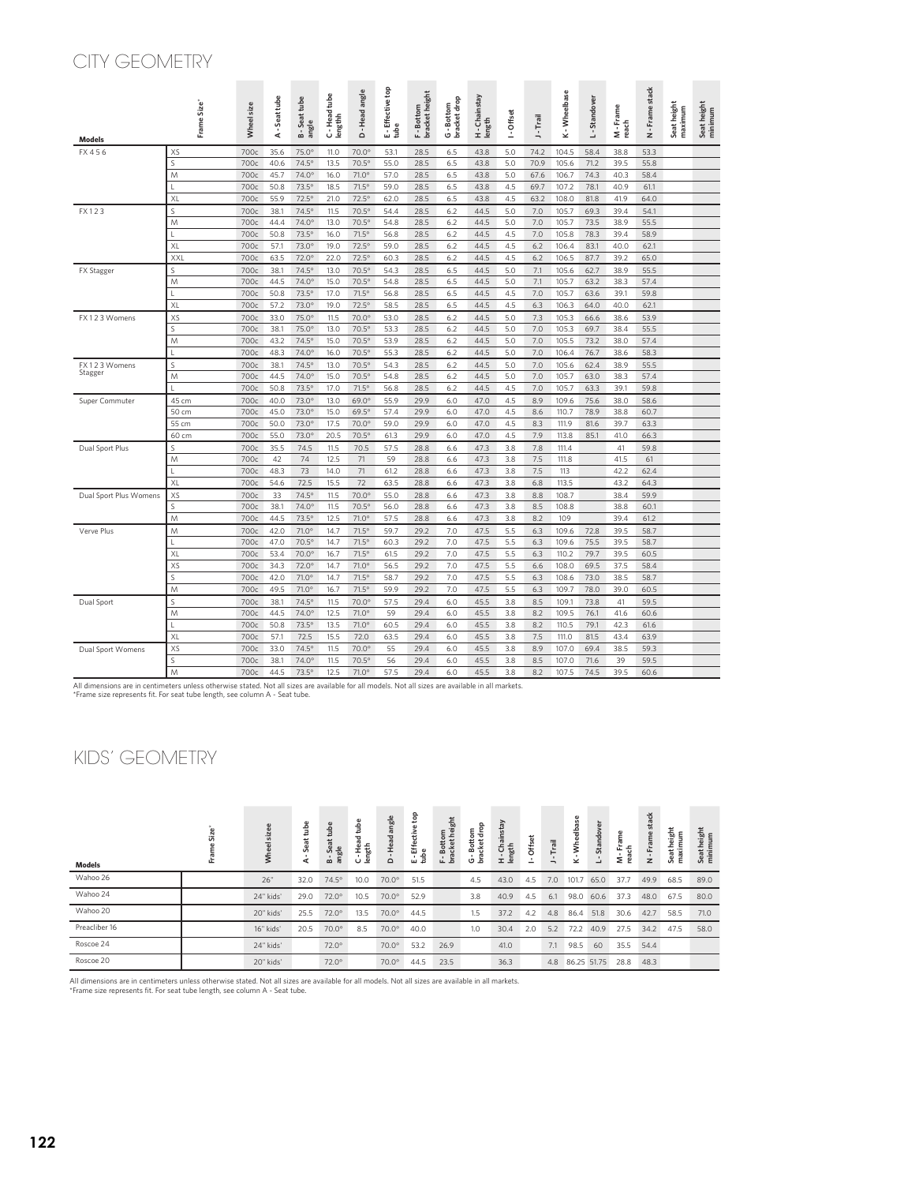# CITY GEOMETRY

| Models | Frame Size* | Wheel size | A - Seat tube | B - Seat tube angle | C - Head tube length | D - Head angle | E - Effective top tube | F - Bottom bracket height | G - Bottom bracket drop | H - Chainstay length | I - Offset | J - Trail | K - Wheelbase | L - Standover | M - Frame reach | N - Frame stack | Seat height maximum | Seat height minimum |
|---|---|---|---|---|---|---|---|---|---|---|---|---|---|---|---|---|---|---|
| FX 4 5 6 | XS | 700c | 35.6 | 75.0° | 11.0 | 70.0° | 53.1 | 28.5 | 6.5 | 43.8 | 5.0 | 74.2 | 104.5 | 58.4 | 38.8 | 53.3 | | |
| | S | 700c | 40.6 | 74.5° | 13.5 | 70.5° | 55.0 | 28.5 | 6.5 | 43.8 | 5.0 | 70.9 | 105.6 | 71.2 | 39.5 | 55.8 | | |
| | M | 700c | 45.7 | 74.0° | 16.0 | 71.0° | 57.0 | 28.5 | 6.5 | 43.8 | 5.0 | 67.6 | 106.7 | 74.3 | 40.3 | 58.4 | | |
| | L | 700c | 50.8 | 73.5° | 18.5 | 71.5° | 59.0 | 28.5 | 6.5 | 43.8 | 4.5 | 69.7 | 107.2 | 78.1 | 40.9 | 61.1 | | |
| | XL | 700c | 55.9 | 72.5° | 21.0 | 72.5° | 62.0 | 28.5 | 6.5 | 43.8 | 4.5 | 63.2 | 108.0 | 81.8 | 41.9 | 64.0 | | |
| FX 1 2 3 | S | 700c | 38.1 | 74.5° | 11.5 | 70.5° | 54.4 | 28.5 | 6.2 | 44.5 | 5.0 | 7.0 | 105.7 | 69.3 | 39.4 | 54.1 | | |
| | M | 700c | 44.4 | 74.0° | 13.0 | 70.5° | 54.8 | 28.5 | 6.2 | 44.5 | 5.0 | 7.0 | 105.7 | 73.5 | 38.9 | 55.5 | | |
| | L | 700c | 50.8 | 73.5° | 16.0 | 71.5° | 56.8 | 28.5 | 6.2 | 44.5 | 4.5 | 7.0 | 105.8 | 78.3 | 39.4 | 58.9 | | |
| | XL | 700c | 57.1 | 73.0° | 19.0 | 72.5° | 59.0 | 28.5 | 6.2 | 44.5 | 4.5 | 6.2 | 106.4 | 83.1 | 40.0 | 62.1 | | |
| | XXL | 700c | 63.5 | 72.0° | 22.0 | 72.5° | 60.3 | 28.5 | 6.2 | 44.5 | 4.5 | 6.2 | 106.5 | 87.7 | 39.2 | 65.0 | | |
| FX Stagger | S | 700c | 38.1 | 74.5° | 13.0 | 70.5° | 54.3 | 28.5 | 6.5 | 44.5 | 5.0 | 7.1 | 105.6 | 62.7 | 38.9 | 55.5 | | |
| | M | 700c | 44.5 | 74.0° | 15.0 | 70.5° | 54.8 | 28.5 | 6.5 | 44.5 | 5.0 | 7.1 | 105.7 | 63.2 | 38.3 | 57.4 | | |
| | L | 700c | 50.8 | 73.5° | 17.0 | 71.5° | 56.8 | 28.5 | 6.5 | 44.5 | 4.5 | 7.0 | 105.7 | 63.6 | 39.1 | 59.8 | | |
| | XL | 700c | 57.2 | 73.0° | 19.0 | 72.5° | 58.5 | 28.5 | 6.5 | 44.5 | 4.5 | 6.3 | 106.3 | 64.0 | 40.0 | 62.1 | | |
| FX 1 2 3 Womens | XS | 700c | 33.0 | 75.0° | 11.5 | 70.0° | 53.0 | 28.5 | 6.2 | 44.5 | 5.0 | 7.3 | 105.3 | 66.6 | 38.6 | 53.9 | | |
| | S | 700c | 38.1 | 75.0° | 13.0 | 70.5° | 53.3 | 28.5 | 6.2 | 44.5 | 5.0 | 7.0 | 105.3 | 69.7 | 38.4 | 55.5 | | |
| | M | 700c | 43.2 | 74.5° | 15.0 | 70.5° | 53.9 | 28.5 | 6.2 | 44.5 | 5.0 | 7.0 | 105.5 | 73.2 | 38.0 | 57.4 | | |
| | L | 700c | 48.3 | 74.0° | 16.0 | 70.5° | 55.3 | 28.5 | 6.2 | 44.5 | 5.0 | 7.0 | 106.4 | 76.7 | 38.6 | 58.3 | | |
| FX 1 2 3 Womens Stagger | S | 700c | 38.1 | 74.5° | 13.0 | 70.5° | 54.3 | 28.5 | 6.2 | 44.5 | 5.0 | 7.0 | 105.6 | 62.4 | 38.9 | 55.5 | | |
| | M | 700c | 44.5 | 74.0° | 15.0 | 70.5° | 54.8 | 28.5 | 6.2 | 44.5 | 5.0 | 7.0 | 105.7 | 63.0 | 38.3 | 57.4 | | |
| | L | 700c | 50.8 | 73.5° | 17.0 | 71.5° | 56.8 | 28.5 | 6.2 | 44.5 | 4.5 | 7.0 | 105.7 | 63.3 | 39.1 | 59.8 | | |
| Super Commuter | 45 cm | 700c | 40.0 | 73.0° | 13.0 | 69.0° | 55.9 | 29.9 | 6.0 | 47.0 | 4.5 | 8.9 | 109.6 | 75.6 | 38.0 | 58.6 | | |
| | 50 cm | 700c | 45.0 | 73.0° | 15.0 | 69.5° | 57.4 | 29.9 | 6.0 | 47.0 | 4.5 | 8.6 | 110.7 | 78.9 | 38.8 | 60.7 | | |
| | 55 cm | 700c | 50.0 | 73.0° | 17.5 | 70.0° | 59.0 | 29.9 | 6.0 | 47.0 | 4.5 | 8.3 | 111.9 | 81.6 | 39.7 | 63.3 | | |
| | 60 cm | 700c | 55.0 | 73.0° | 20.5 | 70.5° | 61.3 | 29.9 | 6.0 | 47.0 | 4.5 | 7.9 | 113.8 | 85.1 | 41.0 | 66.3 | | |
| Dual Sport Plus | S | 700c | 35.5 | 74.5 | 11.5 | 70.5 | 57.5 | 28.8 | 6.6 | 47.3 | 3.8 | 7.8 | 111.4 | | 41 | 59.8 | | |
| | M | 700c | 42 | 74 | 12.5 | 71 | 59 | 28.8 | 6.6 | 47.3 | 3.8 | 7.5 | 111.8 | | 41.5 | 61 | | |
| | L | 700c | 48.3 | 73 | 14.0 | 71 | 61.2 | 28.8 | 6.6 | 47.3 | 3.8 | 7.5 | 113 | | 42.2 | 62.4 | | |
| | XL | 700c | 54.6 | 72.5 | 15.5 | 72 | 63.5 | 28.8 | 6.6 | 47.3 | 3.8 | 6.8 | 113.5 | | 43.2 | 64.3 | | |
| Dual Sport Plus Womens | XS | 700c | 33 | 74.5° | 11.5 | 70.0° | 55.0 | 28.8 | 6.6 | 47.3 | 3.8 | 8.8 | 108.7 | | 38.4 | 59.9 | | |
| | S | 700c | 38.1 | 74.0° | 11.5 | 70.5° | 56.0 | 28.8 | 6.6 | 47.3 | 3.8 | 8.5 | 108.8 | | 38.8 | 60.1 | | |
| | M | 700c | 44.5 | 73.5° | 12.5 | 71.0° | 57.5 | 28.8 | 6.6 | 47.3 | 3.8 | 8.2 | 109 | | 39.4 | 61.2 | | |
| Verve Plus | M | 700c | 42.0 | 71.0° | 14.7 | 71.5° | 59.7 | 29.2 | 7.0 | 47.5 | 5.5 | 6.3 | 109.6 | 72.8 | 39.5 | 58.7 | | |
| | L | 700c | 47.0 | 70.5° | 14.7 | 71.5° | 60.3 | 29.2 | 7.0 | 47.5 | 5.5 | 6.3 | 109.6 | 75.5 | 39.5 | 58.7 | | |
| | XL | 700c | 53.4 | 70.0° | 16.7 | 71.5° | 61.5 | 29.2 | 7.0 | 47.5 | 5.5 | 6.3 | 110.2 | 79.7 | 39.5 | 60.5 | | |
| | XS | 700c | 34.3 | 72.0° | 14.7 | 71.0° | 56.5 | 29.2 | 7.0 | 47.5 | 5.5 | 6.6 | 108.0 | 69.5 | 37.5 | 58.4 | | |
| | S | 700c | 42.0 | 71.0° | 14.7 | 71.5° | 58.7 | 29.2 | 7.0 | 47.5 | 5.5 | 6.3 | 108.6 | 73.0 | 38.5 | 58.7 | | |
| | M | 700c | 49.5 | 71.0° | 16.7 | 71.5° | 59.9 | 29.2 | 7.0 | 47.5 | 5.5 | 6.3 | 109.7 | 78.0 | 39.0 | 60.5 | | |
| Dual Sport | S | 700c | 38.1 | 74.5° | 11.5 | 70.0° | 57.5 | 29.4 | 6.0 | 45.5 | 3.8 | 8.5 | 109.1 | 73.8 | 41 | 59.5 | | |
| | M | 700c | 44.5 | 74.0° | 12.5 | 71.0° | 59 | 29.4 | 6.0 | 45.5 | 3.8 | 8.2 | 109.5 | 76.1 | 41.6 | 60.6 | | |
| | L | 700c | 50.8 | 73.5° | 13.5 | 71.0° | 60.5 | 29.4 | 6.0 | 45.5 | 3.8 | 8.2 | 110.5 | 79.1 | 42.3 | 61.6 | | |
| | XL | 700c | 57.1 | 72.5 | 15.5 | 72.0 | 63.5 | 29.4 | 6.0 | 45.5 | 3.8 | 7.5 | 111.0 | 81.5 | 43.4 | 63.9 | | |
| Dual Sport Womens | XS | 700c | 33.0 | 74.5° | 11.5 | 70.0° | 55 | 29.4 | 6.0 | 45.5 | 3.8 | 8.9 | 107.0 | 69.4 | 38.5 | 59.3 | | |
| | S | 700c | 38.1 | 74.0° | 11.5 | 70.5° | 56 | 29.4 | 6.0 | 45.5 | 3.8 | 8.5 | 107.0 | 71.6 | 39 | 59.5 | | |
| | M | 700c | 44.5 | 73.5° | 12.5 | 71.0° | 57.5 | 29.4 | 6.0 | 45.5 | 3.8 | 8.2 | 107.5 | 74.5 | 39.5 | 60.6 | | |

All dimensions are in centimeters unless otherwise stated. Not all sizes are available for all models. Not all sizes are available in all markets.
*Frame size represents fit. For seat tube length, see column A - Seat tube.

# KIDS' GEOMETRY

| Models | Frame Size* | Wheel sizee | A - Seat tube | B - Seat tube angle | C - Head tube length | D - Head angle | E - Effective top tube | F - Bottom bracket height | G - Bottom bracket drop | H - Chainstay length | I - Offset | J - Trail | K - Wheelbase | L - Standover | M - Frame reach | N - Frame stack | Seat height maximum | Seat height minimum |
|---|---|---|---|---|---|---|---|---|---|---|---|---|---|---|---|---|---|---|
| Wahoo 26 | | 26" | 32.0 | 74.5° | 10.0 | 70.0° | 51.5 | | 4.5 | 43.0 | 4.5 | 7.0 | 101.7 | 65.0 | 37.7 | 49.9 | 68.5 | 89.0 |
| Wahoo 24 | | 24" kids' | 29.0 | 72.0° | 10.5 | 70.0° | 52.9 | | 3.8 | 40.9 | 4.5 | 6.1 | 98.0 | 60.6 | 37.3 | 48.0 | 67.5 | 80.0 |
| Wahoo 20 | | 20" kids' | 25.5 | 72.0° | 13.5 | 70.0° | 44.5 | | 1.5 | 37.2 | 4.2 | 4.8 | 86.4 | 51.8 | 30.6 | 42.7 | 58.5 | 71.0 |
| Precaliber 16 | | 16" kids' | 20.5 | 70.0° | 8.5 | 70.0° | 40.0 | | 1.0 | 30.4 | 2.0 | 5.2 | 72.2 | 40.9 | 27.5 | 34.2 | 47.5 | 58.0 |
| Roscoe 24 | | 24" kids' | | 72.0° | | 70.0° | 53.2 | 26.9 | | 41.0 | | 7.1 | 98.5 | 60 | 35.5 | 54.4 | | |
| Roscoe 20 | | 20" kids' | | 72.0° | | 70.0° | 44.5 | 23.5 | | 36.3 | | 4.8 | 86.25 | 51.75 | 28.8 | 48.3 | | |

All dimensions are in centimeters unless otherwise stated. Not all sizes are available for all models. Not all sizes are available in all markets.
*Frame size represents fit. For seat tube length, see column A - Seat tube.